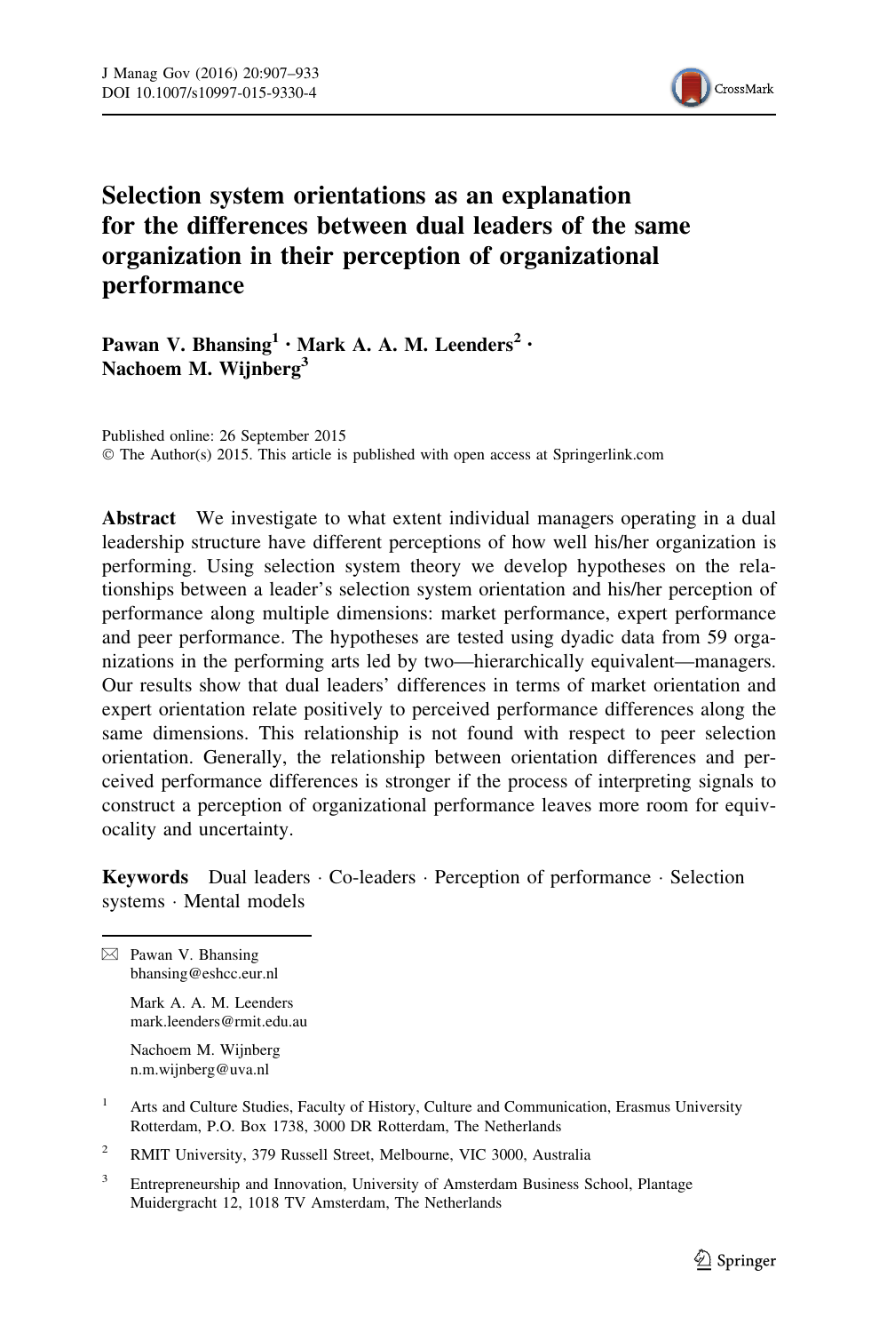# Selection system orientations as an explanation for the differences between dual leaders of the same organization in their perception of organizational performance

**Pawan V. Bhansing**[1] · **Mark A. A. M. Leenders**[2] · **Nachoem M. Wijnberg**[3]

Published online: 26 September 2015
© The Author(s) 2015. This article is published with open access at Springerlink.com

**Abstract** We investigate to what extent individual managers operating in a dual leadership structure have different perceptions of how well his/her organization is performing. Using selection system theory we develop hypotheses on the relationships between a leader's selection system orientation and his/her perception of performance along multiple dimensions: market performance, expert performance and peer performance. The hypotheses are tested using dyadic data from 59 organizations in the performing arts led by two—hierarchically equivalent—managers. Our results show that dual leaders' differences in terms of market orientation and expert orientation relate positively to perceived performance differences along the same dimensions. This relationship is not found with respect to peer selection orientation. Generally, the relationship between orientation differences and perceived performance differences is stronger if the process of interpreting signals to construct a perception of organizational performance leaves more room for equivocality and uncertainty.

**Keywords** Dual leaders · Co-leaders · Perception of performance · Selection systems · Mental models

---

✉ Pawan V. Bhansing
bhansing@eshcc.eur.nl

Mark A. A. M. Leenders
mark.leenders@rmit.edu.au

Nachoem M. Wijnberg
n.m.wijnberg@uva.nl

[1] Arts and Culture Studies, Faculty of History, Culture and Communication, Erasmus University Rotterdam, P.O. Box 1738, 3000 DR Rotterdam, The Netherlands

[2] RMIT University, 379 Russell Street, Melbourne, VIC 3000, Australia

[3] Entrepreneurship and Innovation, University of Amsterdam Business School, Plantage Muidergracht 12, 1018 TV Amsterdam, The Netherlands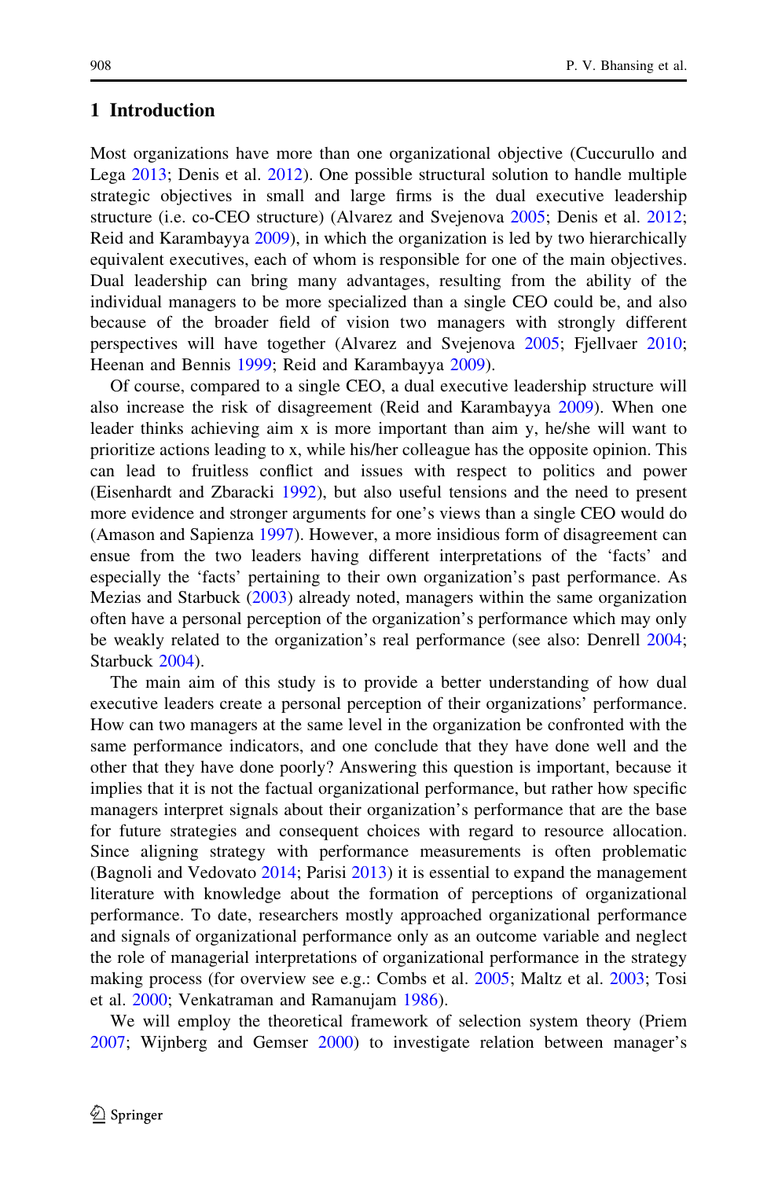## 1 Introduction

Most organizations have more than one organizational objective (Cuccurullo and Lega 2013; Denis et al. 2012). One possible structural solution to handle multiple strategic objectives in small and large firms is the dual executive leadership structure (i.e. co-CEO structure) (Alvarez and Svejenova 2005; Denis et al. 2012; Reid and Karambayya 2009), in which the organization is led by two hierarchically equivalent executives, each of whom is responsible for one of the main objectives. Dual leadership can bring many advantages, resulting from the ability of the individual managers to be more specialized than a single CEO could be, and also because of the broader field of vision two managers with strongly different perspectives will have together (Alvarez and Svejenova 2005; Fjellvaer 2010; Heenan and Bennis 1999; Reid and Karambayya 2009).

Of course, compared to a single CEO, a dual executive leadership structure will also increase the risk of disagreement (Reid and Karambayya 2009). When one leader thinks achieving aim x is more important than aim y, he/she will want to prioritize actions leading to x, while his/her colleague has the opposite opinion. This can lead to fruitless conflict and issues with respect to politics and power (Eisenhardt and Zbaracki 1992), but also useful tensions and the need to present more evidence and stronger arguments for one's views than a single CEO would do (Amason and Sapienza 1997). However, a more insidious form of disagreement can ensue from the two leaders having different interpretations of the 'facts' and especially the 'facts' pertaining to their own organization's past performance. As Mezias and Starbuck (2003) already noted, managers within the same organization often have a personal perception of the organization's performance which may only be weakly related to the organization's real performance (see also: Denrell 2004; Starbuck 2004).

The main aim of this study is to provide a better understanding of how dual executive leaders create a personal perception of their organizations' performance. How can two managers at the same level in the organization be confronted with the same performance indicators, and one conclude that they have done well and the other that they have done poorly? Answering this question is important, because it implies that it is not the factual organizational performance, but rather how specific managers interpret signals about their organization's performance that are the base for future strategies and consequent choices with regard to resource allocation. Since aligning strategy with performance measurements is often problematic (Bagnoli and Vedovato 2014; Parisi 2013) it is essential to expand the management literature with knowledge about the formation of perceptions of organizational performance. To date, researchers mostly approached organizational performance and signals of organizational performance only as an outcome variable and neglect the role of managerial interpretations of organizational performance in the strategy making process (for overview see e.g.: Combs et al. 2005; Maltz et al. 2003; Tosi et al. 2000; Venkatraman and Ramanujam 1986).

We will employ the theoretical framework of selection system theory (Priem 2007; Wijnberg and Gemser 2000) to investigate relation between manager's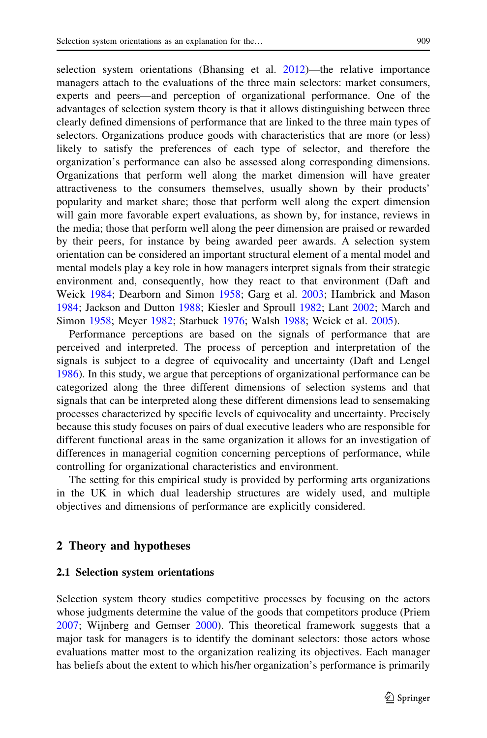selection system orientations (Bhansing et al. 2012)—the relative importance managers attach to the evaluations of the three main selectors: market consumers, experts and peers—and perception of organizational performance. One of the advantages of selection system theory is that it allows distinguishing between three clearly defined dimensions of performance that are linked to the three main types of selectors. Organizations produce goods with characteristics that are more (or less) likely to satisfy the preferences of each type of selector, and therefore the organization's performance can also be assessed along corresponding dimensions. Organizations that perform well along the market dimension will have greater attractiveness to the consumers themselves, usually shown by their products' popularity and market share; those that perform well along the expert dimension will gain more favorable expert evaluations, as shown by, for instance, reviews in the media; those that perform well along the peer dimension are praised or rewarded by their peers, for instance by being awarded peer awards. A selection system orientation can be considered an important structural element of a mental model and mental models play a key role in how managers interpret signals from their strategic environment and, consequently, how they react to that environment (Daft and Weick 1984; Dearborn and Simon 1958; Garg et al. 2003; Hambrick and Mason 1984; Jackson and Dutton 1988; Kiesler and Sproull 1982; Lant 2002; March and Simon 1958; Meyer 1982; Starbuck 1976; Walsh 1988; Weick et al. 2005).

Performance perceptions are based on the signals of performance that are perceived and interpreted. The process of perception and interpretation of the signals is subject to a degree of equivocality and uncertainty (Daft and Lengel 1986). In this study, we argue that perceptions of organizational performance can be categorized along the three different dimensions of selection systems and that signals that can be interpreted along these different dimensions lead to sensemaking processes characterized by specific levels of equivocality and uncertainty. Precisely because this study focuses on pairs of dual executive leaders who are responsible for different functional areas in the same organization it allows for an investigation of differences in managerial cognition concerning perceptions of performance, while controlling for organizational characteristics and environment.

The setting for this empirical study is provided by performing arts organizations in the UK in which dual leadership structures are widely used, and multiple objectives and dimensions of performance are explicitly considered.

## 2 Theory and hypotheses

### 2.1 Selection system orientations

Selection system theory studies competitive processes by focusing on the actors whose judgments determine the value of the goods that competitors produce (Priem 2007; Wijnberg and Gemser 2000). This theoretical framework suggests that a major task for managers is to identify the dominant selectors: those actors whose evaluations matter most to the organization realizing its objectives. Each manager has beliefs about the extent to which his/her organization's performance is primarily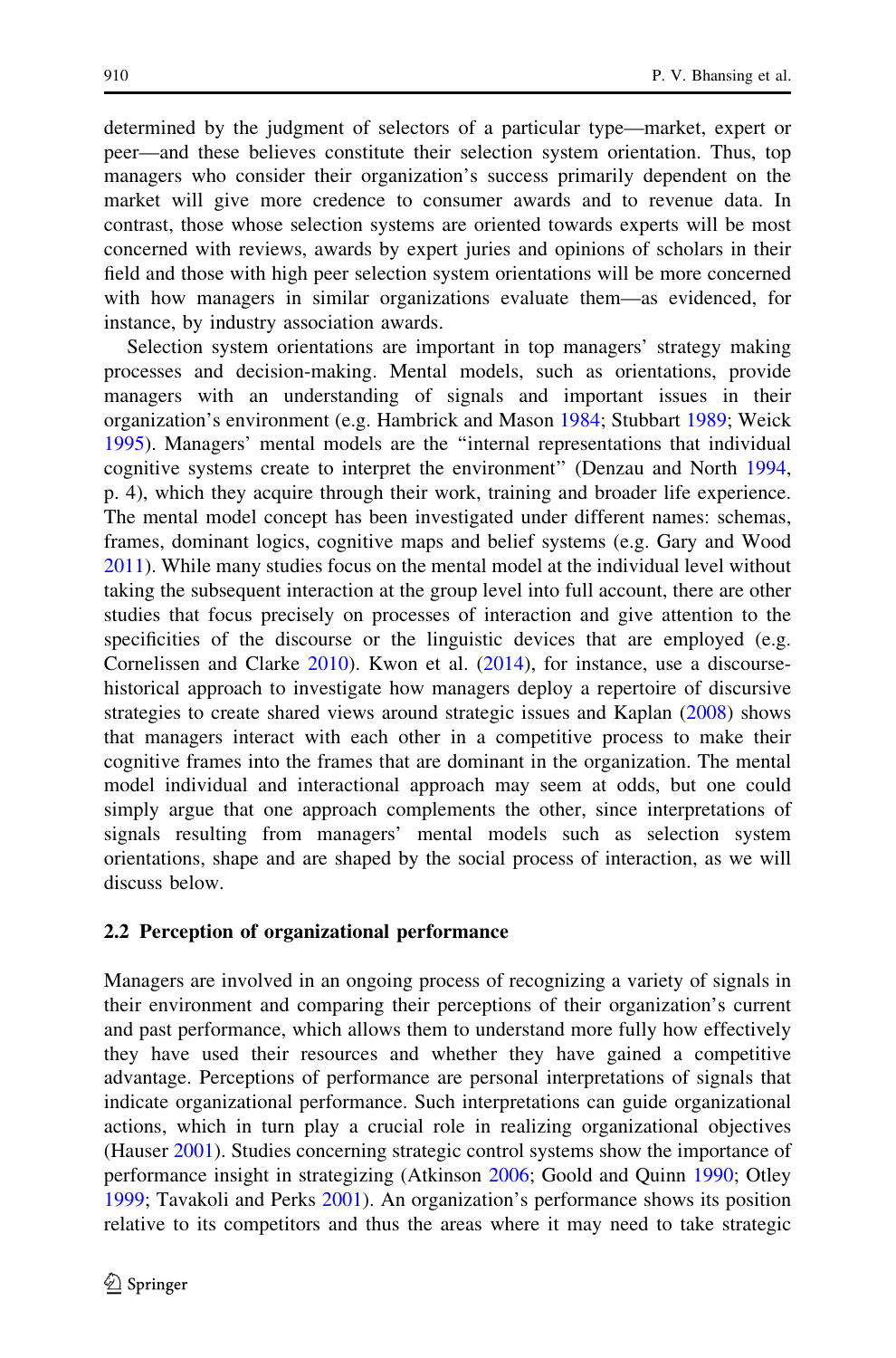determined by the judgment of selectors of a particular type—market, expert or peer—and these believes constitute their selection system orientation. Thus, top managers who consider their organization's success primarily dependent on the market will give more credence to consumer awards and to revenue data. In contrast, those whose selection systems are oriented towards experts will be most concerned with reviews, awards by expert juries and opinions of scholars in their field and those with high peer selection system orientations will be more concerned with how managers in similar organizations evaluate them—as evidenced, for instance, by industry association awards.

Selection system orientations are important in top managers' strategy making processes and decision-making. Mental models, such as orientations, provide managers with an understanding of signals and important issues in their organization's environment (e.g. Hambrick and Mason 1984; Stubbart 1989; Weick 1995). Managers' mental models are the "internal representations that individual cognitive systems create to interpret the environment" (Denzau and North 1994, p. 4), which they acquire through their work, training and broader life experience. The mental model concept has been investigated under different names: schemas, frames, dominant logics, cognitive maps and belief systems (e.g. Gary and Wood 2011). While many studies focus on the mental model at the individual level without taking the subsequent interaction at the group level into full account, there are other studies that focus precisely on processes of interaction and give attention to the specificities of the discourse or the linguistic devices that are employed (e.g. Cornelissen and Clarke 2010). Kwon et al. (2014), for instance, use a discourse-historical approach to investigate how managers deploy a repertoire of discursive strategies to create shared views around strategic issues and Kaplan (2008) shows that managers interact with each other in a competitive process to make their cognitive frames into the frames that are dominant in the organization. The mental model individual and interactional approach may seem at odds, but one could simply argue that one approach complements the other, since interpretations of signals resulting from managers' mental models such as selection system orientations, shape and are shaped by the social process of interaction, as we will discuss below.

### 2.2 Perception of organizational performance

Managers are involved in an ongoing process of recognizing a variety of signals in their environment and comparing their perceptions of their organization's current and past performance, which allows them to understand more fully how effectively they have used their resources and whether they have gained a competitive advantage. Perceptions of performance are personal interpretations of signals that indicate organizational performance. Such interpretations can guide organizational actions, which in turn play a crucial role in realizing organizational objectives (Hauser 2001). Studies concerning strategic control systems show the importance of performance insight in strategizing (Atkinson 2006; Goold and Quinn 1990; Otley 1999; Tavakoli and Perks 2001). An organization's performance shows its position relative to its competitors and thus the areas where it may need to take strategic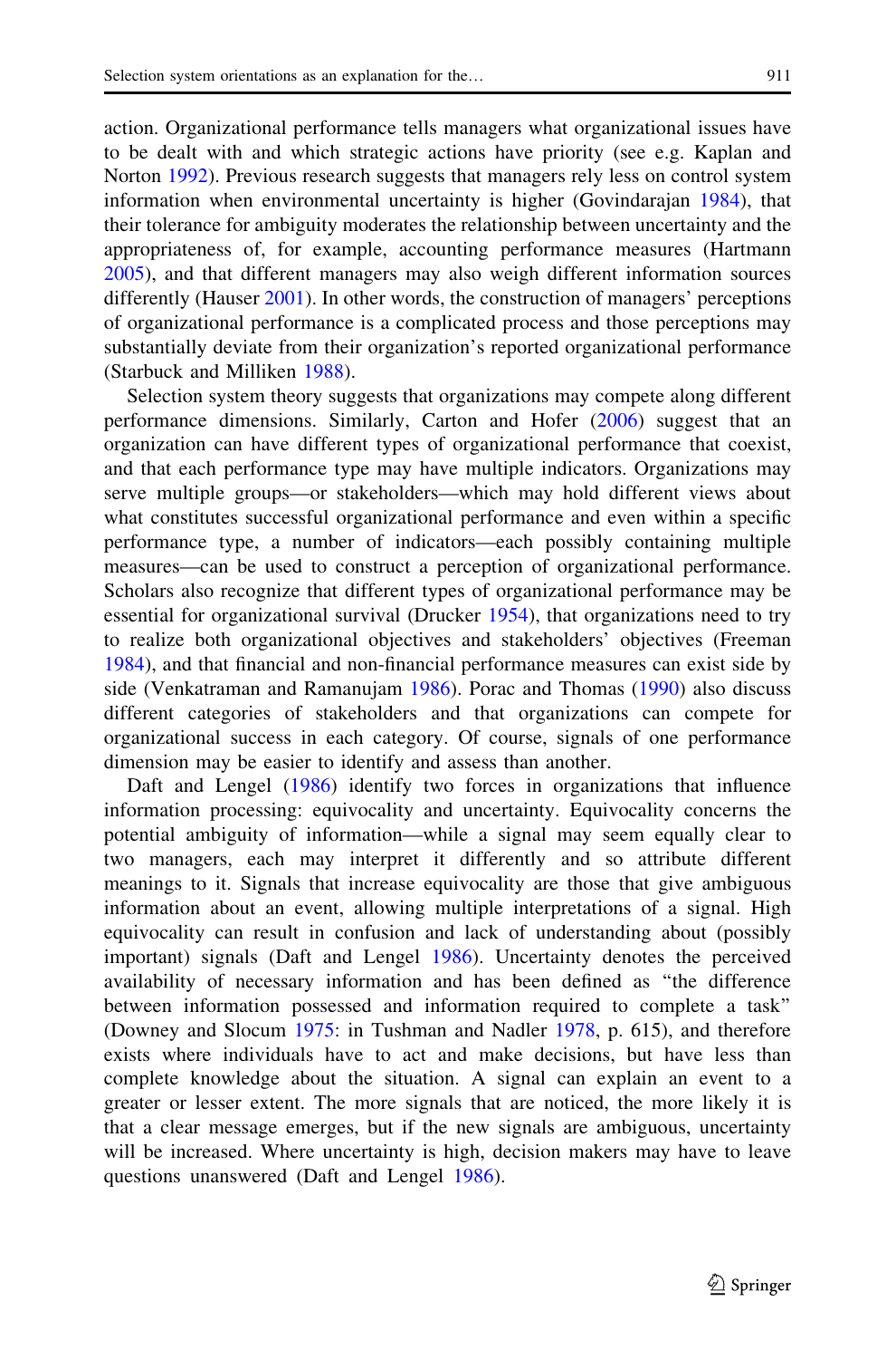action. Organizational performance tells managers what organizational issues have to be dealt with and which strategic actions have priority (see e.g. Kaplan and Norton 1992). Previous research suggests that managers rely less on control system information when environmental uncertainty is higher (Govindarajan 1984), that their tolerance for ambiguity moderates the relationship between uncertainty and the appropriateness of, for example, accounting performance measures (Hartmann 2005), and that different managers may also weigh different information sources differently (Hauser 2001). In other words, the construction of managers' perceptions of organizational performance is a complicated process and those perceptions may substantially deviate from their organization's reported organizational performance (Starbuck and Milliken 1988).

Selection system theory suggests that organizations may compete along different performance dimensions. Similarly, Carton and Hofer (2006) suggest that an organization can have different types of organizational performance that coexist, and that each performance type may have multiple indicators. Organizations may serve multiple groups—or stakeholders—which may hold different views about what constitutes successful organizational performance and even within a specific performance type, a number of indicators—each possibly containing multiple measures—can be used to construct a perception of organizational performance. Scholars also recognize that different types of organizational performance may be essential for organizational survival (Drucker 1954), that organizations need to try to realize both organizational objectives and stakeholders' objectives (Freeman 1984), and that financial and non-financial performance measures can exist side by side (Venkatraman and Ramanujam 1986). Porac and Thomas (1990) also discuss different categories of stakeholders and that organizations can compete for organizational success in each category. Of course, signals of one performance dimension may be easier to identify and assess than another.

Daft and Lengel (1986) identify two forces in organizations that influence information processing: equivocality and uncertainty. Equivocality concerns the potential ambiguity of information—while a signal may seem equally clear to two managers, each may interpret it differently and so attribute different meanings to it. Signals that increase equivocality are those that give ambiguous information about an event, allowing multiple interpretations of a signal. High equivocality can result in confusion and lack of understanding about (possibly important) signals (Daft and Lengel 1986). Uncertainty denotes the perceived availability of necessary information and has been defined as "the difference between information possessed and information required to complete a task" (Downey and Slocum 1975: in Tushman and Nadler 1978, p. 615), and therefore exists where individuals have to act and make decisions, but have less than complete knowledge about the situation. A signal can explain an event to a greater or lesser extent. The more signals that are noticed, the more likely it is that a clear message emerges, but if the new signals are ambiguous, uncertainty will be increased. Where uncertainty is high, decision makers may have to leave questions unanswered (Daft and Lengel 1986).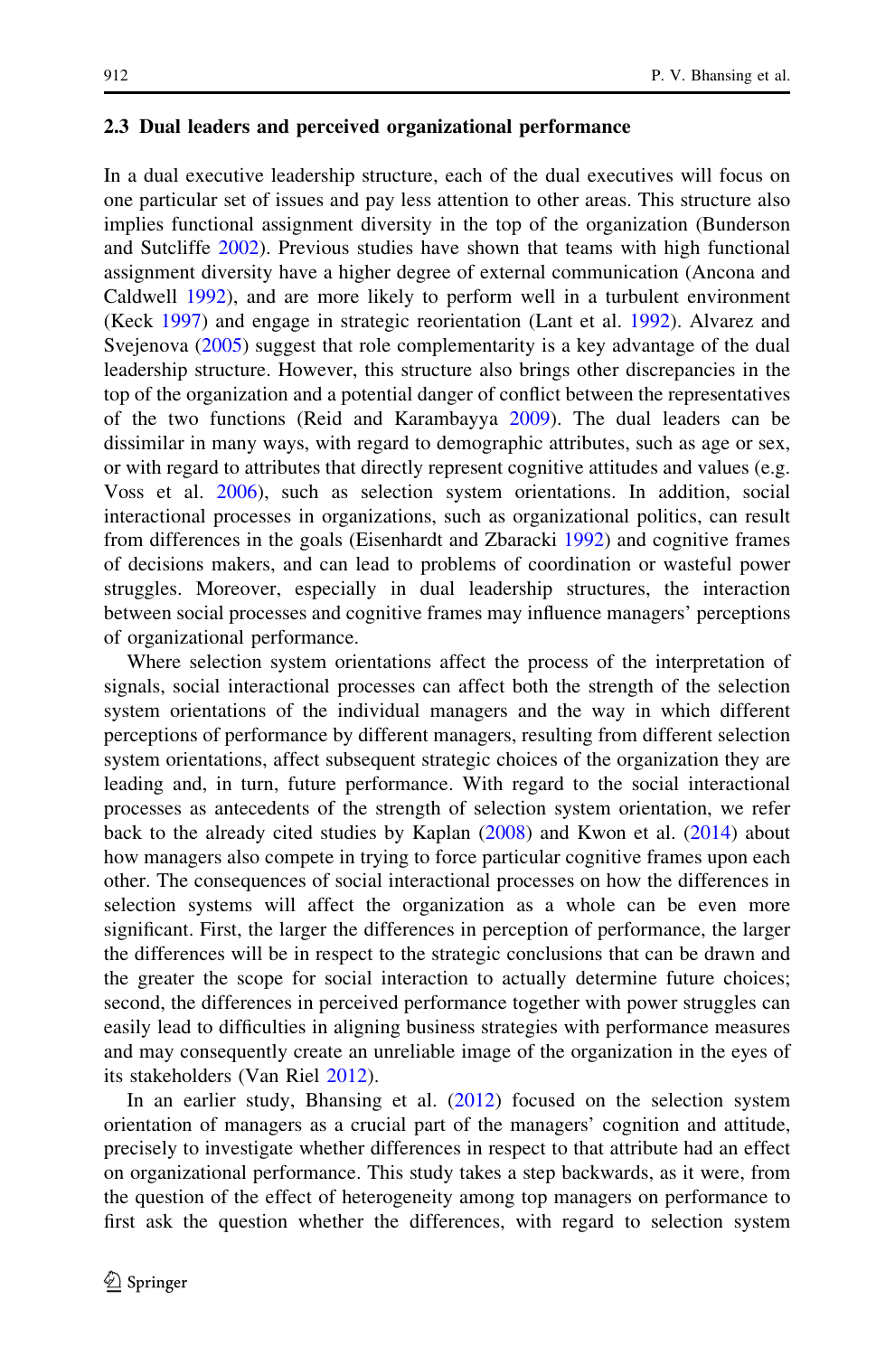### 2.3 Dual leaders and perceived organizational performance

In a dual executive leadership structure, each of the dual executives will focus on one particular set of issues and pay less attention to other areas. This structure also implies functional assignment diversity in the top of the organization (Bunderson and Sutcliffe 2002). Previous studies have shown that teams with high functional assignment diversity have a higher degree of external communication (Ancona and Caldwell 1992), and are more likely to perform well in a turbulent environment (Keck 1997) and engage in strategic reorientation (Lant et al. 1992). Alvarez and Svejenova (2005) suggest that role complementarity is a key advantage of the dual leadership structure. However, this structure also brings other discrepancies in the top of the organization and a potential danger of conflict between the representatives of the two functions (Reid and Karambayya 2009). The dual leaders can be dissimilar in many ways, with regard to demographic attributes, such as age or sex, or with regard to attributes that directly represent cognitive attitudes and values (e.g. Voss et al. 2006), such as selection system orientations. In addition, social interactional processes in organizations, such as organizational politics, can result from differences in the goals (Eisenhardt and Zbaracki 1992) and cognitive frames of decisions makers, and can lead to problems of coordination or wasteful power struggles. Moreover, especially in dual leadership structures, the interaction between social processes and cognitive frames may influence managers' perceptions of organizational performance.

Where selection system orientations affect the process of the interpretation of signals, social interactional processes can affect both the strength of the selection system orientations of the individual managers and the way in which different perceptions of performance by different managers, resulting from different selection system orientations, affect subsequent strategic choices of the organization they are leading and, in turn, future performance. With regard to the social interactional processes as antecedents of the strength of selection system orientation, we refer back to the already cited studies by Kaplan (2008) and Kwon et al. (2014) about how managers also compete in trying to force particular cognitive frames upon each other. The consequences of social interactional processes on how the differences in selection systems will affect the organization as a whole can be even more significant. First, the larger the differences in perception of performance, the larger the differences will be in respect to the strategic conclusions that can be drawn and the greater the scope for social interaction to actually determine future choices; second, the differences in perceived performance together with power struggles can easily lead to difficulties in aligning business strategies with performance measures and may consequently create an unreliable image of the organization in the eyes of its stakeholders (Van Riel 2012).

In an earlier study, Bhansing et al. (2012) focused on the selection system orientation of managers as a crucial part of the managers' cognition and attitude, precisely to investigate whether differences in respect to that attribute had an effect on organizational performance. This study takes a step backwards, as it were, from the question of the effect of heterogeneity among top managers on performance to first ask the question whether the differences, with regard to selection system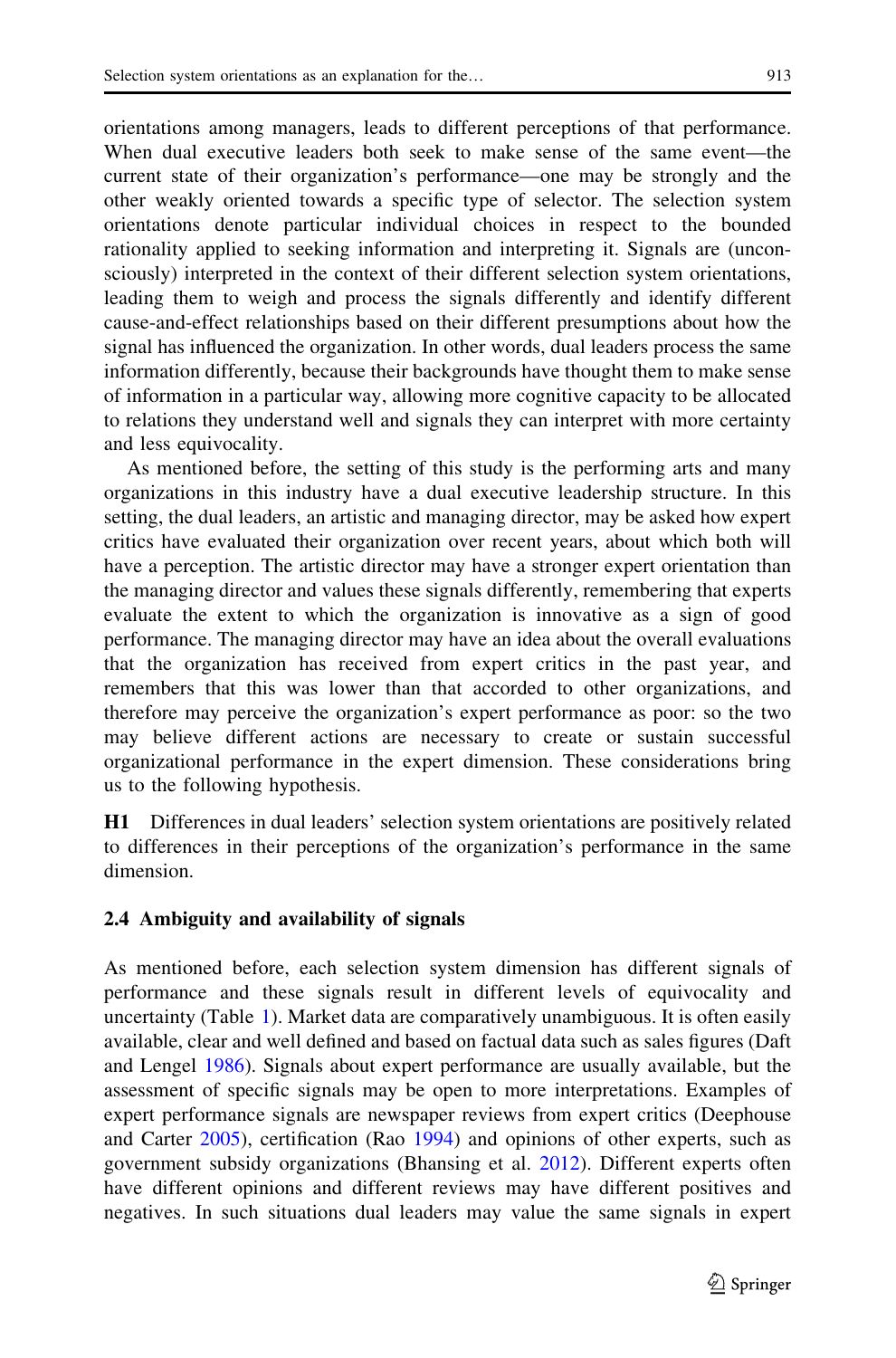orientations among managers, leads to different perceptions of that performance. When dual executive leaders both seek to make sense of the same event—the current state of their organization's performance—one may be strongly and the other weakly oriented towards a specific type of selector. The selection system orientations denote particular individual choices in respect to the bounded rationality applied to seeking information and interpreting it. Signals are (unconsciously) interpreted in the context of their different selection system orientations, leading them to weigh and process the signals differently and identify different cause-and-effect relationships based on their different presumptions about how the signal has influenced the organization. In other words, dual leaders process the same information differently, because their backgrounds have thought them to make sense of information in a particular way, allowing more cognitive capacity to be allocated to relations they understand well and signals they can interpret with more certainty and less equivocality.

As mentioned before, the setting of this study is the performing arts and many organizations in this industry have a dual executive leadership structure. In this setting, the dual leaders, an artistic and managing director, may be asked how expert critics have evaluated their organization over recent years, about which both will have a perception. The artistic director may have a stronger expert orientation than the managing director and values these signals differently, remembering that experts evaluate the extent to which the organization is innovative as a sign of good performance. The managing director may have an idea about the overall evaluations that the organization has received from expert critics in the past year, and remembers that this was lower than that accorded to other organizations, and therefore may perceive the organization's expert performance as poor: so the two may believe different actions are necessary to create or sustain successful organizational performance in the expert dimension. These considerations bring us to the following hypothesis.

**H1** Differences in dual leaders' selection system orientations are positively related to differences in their perceptions of the organization's performance in the same dimension.

### 2.4 Ambiguity and availability of signals

As mentioned before, each selection system dimension has different signals of performance and these signals result in different levels of equivocality and uncertainty (Table 1). Market data are comparatively unambiguous. It is often easily available, clear and well defined and based on factual data such as sales figures (Daft and Lengel 1986). Signals about expert performance are usually available, but the assessment of specific signals may be open to more interpretations. Examples of expert performance signals are newspaper reviews from expert critics (Deephouse and Carter 2005), certification (Rao 1994) and opinions of other experts, such as government subsidy organizations (Bhansing et al. 2012). Different experts often have different opinions and different reviews may have different positives and negatives. In such situations dual leaders may value the same signals in expert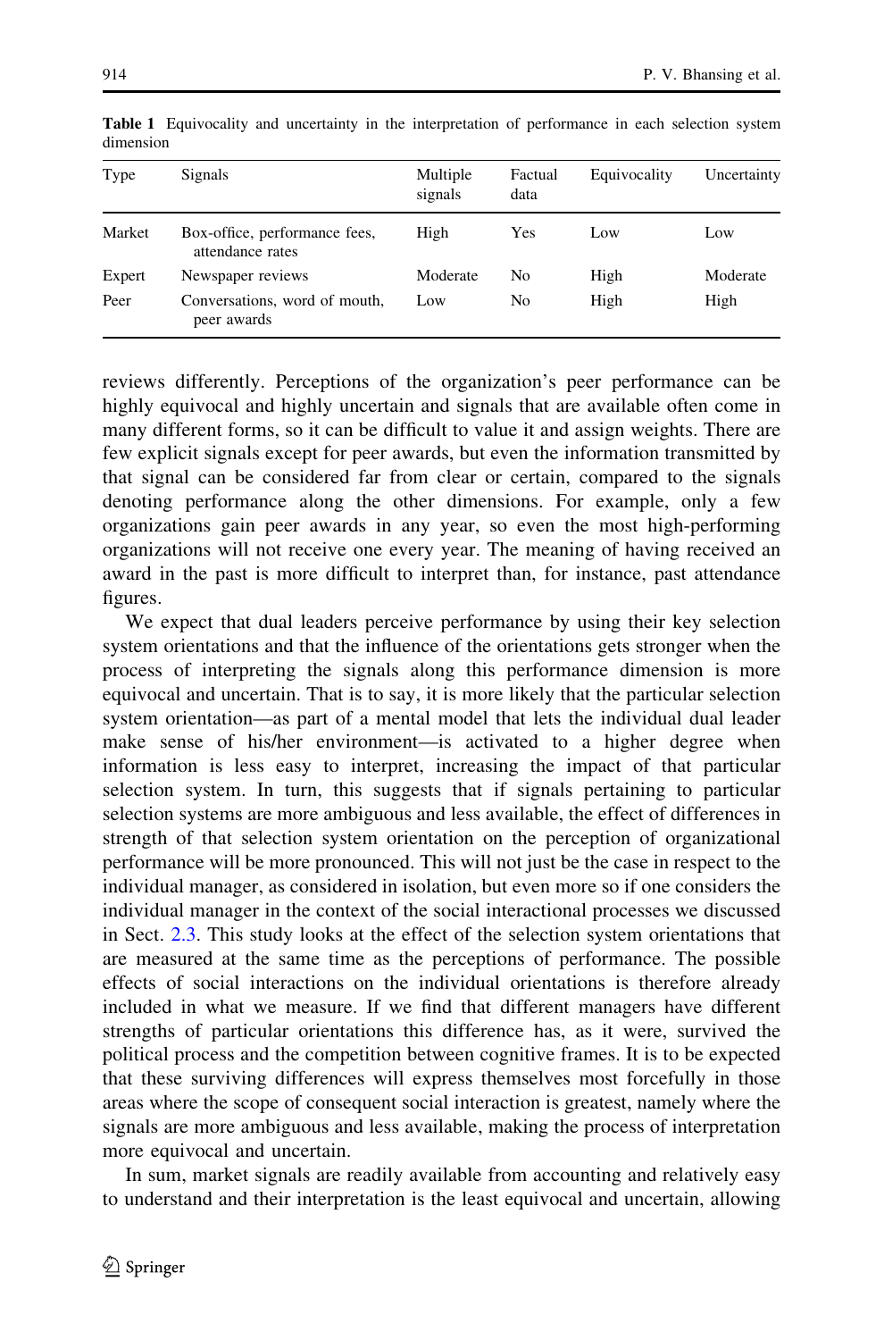**Table 1** Equivocality and uncertainty in the interpretation of performance in each selection system dimension

| Type | Signals | Multiple signals | Factual data | Equivocality | Uncertainty |
|---|---|---|---|---|---|
| Market | Box-office, performance fees, attendance rates | High | Yes | Low | Low |
| Expert | Newspaper reviews | Moderate | No | High | Moderate |
| Peer | Conversations, word of mouth, peer awards | Low | No | High | High |

reviews differently. Perceptions of the organization's peer performance can be highly equivocal and highly uncertain and signals that are available often come in many different forms, so it can be difficult to value it and assign weights. There are few explicit signals except for peer awards, but even the information transmitted by that signal can be considered far from clear or certain, compared to the signals denoting performance along the other dimensions. For example, only a few organizations gain peer awards in any year, so even the most high-performing organizations will not receive one every year. The meaning of having received an award in the past is more difficult to interpret than, for instance, past attendance figures.

We expect that dual leaders perceive performance by using their key selection system orientations and that the influence of the orientations gets stronger when the process of interpreting the signals along this performance dimension is more equivocal and uncertain. That is to say, it is more likely that the particular selection system orientation—as part of a mental model that lets the individual dual leader make sense of his/her environment—is activated to a higher degree when information is less easy to interpret, increasing the impact of that particular selection system. In turn, this suggests that if signals pertaining to particular selection systems are more ambiguous and less available, the effect of differences in strength of that selection system orientation on the perception of organizational performance will be more pronounced. This will not just be the case in respect to the individual manager, as considered in isolation, but even more so if one considers the individual manager in the context of the social interactional processes we discussed in Sect. 2.3. This study looks at the effect of the selection system orientations that are measured at the same time as the perceptions of performance. The possible effects of social interactions on the individual orientations is therefore already included in what we measure. If we find that different managers have different strengths of particular orientations this difference has, as it were, survived the political process and the competition between cognitive frames. It is to be expected that these surviving differences will express themselves most forcefully in those areas where the scope of consequent social interaction is greatest, namely where the signals are more ambiguous and less available, making the process of interpretation more equivocal and uncertain.

In sum, market signals are readily available from accounting and relatively easy to understand and their interpretation is the least equivocal and uncertain, allowing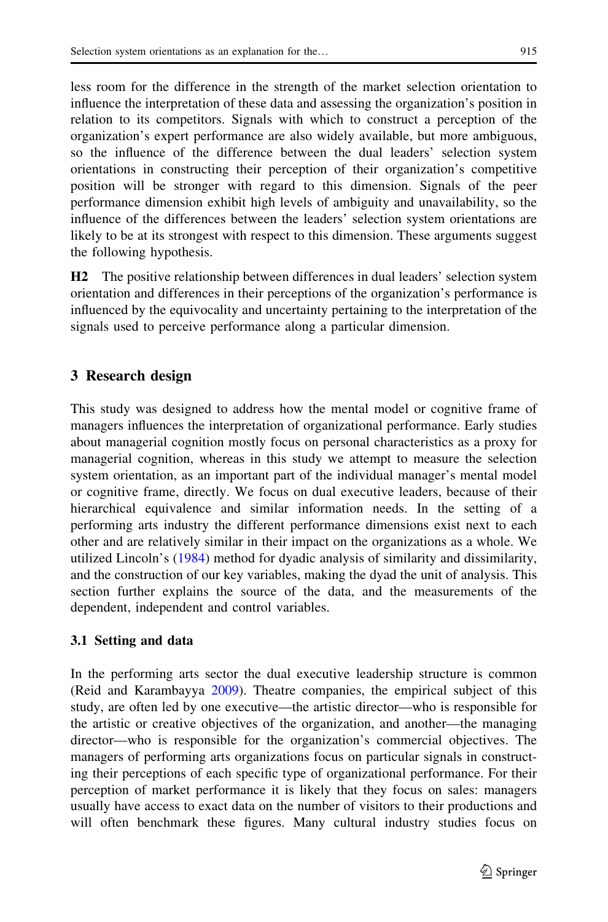less room for the difference in the strength of the market selection orientation to influence the interpretation of these data and assessing the organization's position in relation to its competitors. Signals with which to construct a perception of the organization's expert performance are also widely available, but more ambiguous, so the influence of the difference between the dual leaders' selection system orientations in constructing their perception of their organization's competitive position will be stronger with regard to this dimension. Signals of the peer performance dimension exhibit high levels of ambiguity and unavailability, so the influence of the differences between the leaders' selection system orientations are likely to be at its strongest with respect to this dimension. These arguments suggest the following hypothesis.

**H2** The positive relationship between differences in dual leaders' selection system orientation and differences in their perceptions of the organization's performance is influenced by the equivocality and uncertainty pertaining to the interpretation of the signals used to perceive performance along a particular dimension.

## 3 Research design

This study was designed to address how the mental model or cognitive frame of managers influences the interpretation of organizational performance. Early studies about managerial cognition mostly focus on personal characteristics as a proxy for managerial cognition, whereas in this study we attempt to measure the selection system orientation, as an important part of the individual manager's mental model or cognitive frame, directly. We focus on dual executive leaders, because of their hierarchical equivalence and similar information needs. In the setting of a performing arts industry the different performance dimensions exist next to each other and are relatively similar in their impact on the organizations as a whole. We utilized Lincoln's (1984) method for dyadic analysis of similarity and dissimilarity, and the construction of our key variables, making the dyad the unit of analysis. This section further explains the source of the data, and the measurements of the dependent, independent and control variables.

### 3.1 Setting and data

In the performing arts sector the dual executive leadership structure is common (Reid and Karambayya 2009). Theatre companies, the empirical subject of this study, are often led by one executive—the artistic director—who is responsible for the artistic or creative objectives of the organization, and another—the managing director—who is responsible for the organization's commercial objectives. The managers of performing arts organizations focus on particular signals in constructing their perceptions of each specific type of organizational performance. For their perception of market performance it is likely that they focus on sales: managers usually have access to exact data on the number of visitors to their productions and will often benchmark these figures. Many cultural industry studies focus on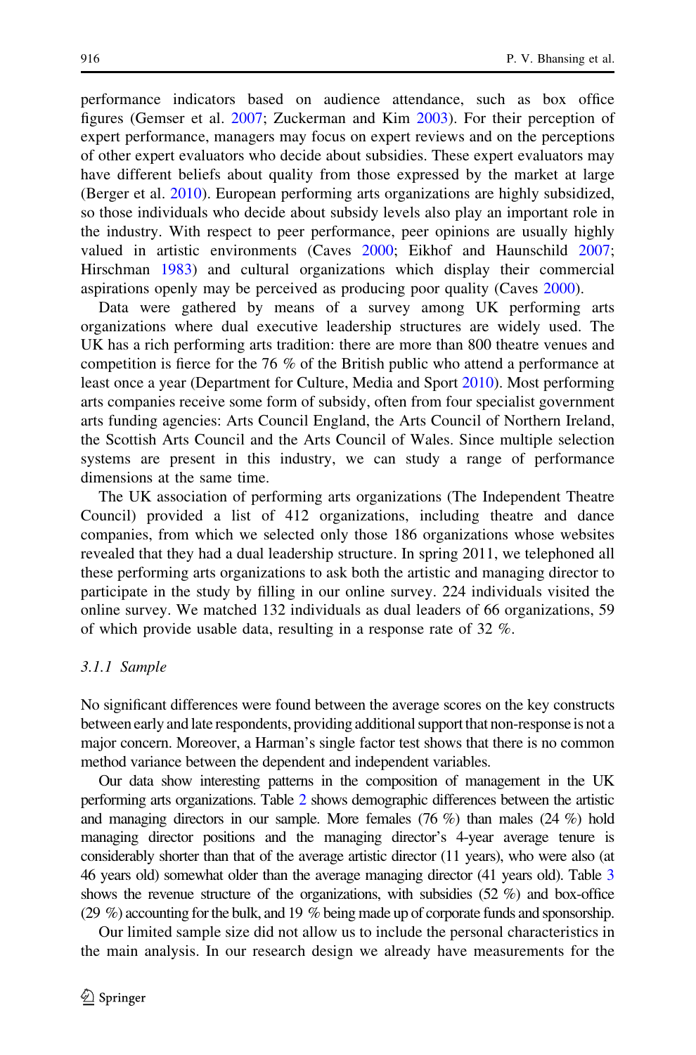performance indicators based on audience attendance, such as box office figures (Gemser et al. 2007; Zuckerman and Kim 2003). For their perception of expert performance, managers may focus on expert reviews and on the perceptions of other expert evaluators who decide about subsidies. These expert evaluators may have different beliefs about quality from those expressed by the market at large (Berger et al. 2010). European performing arts organizations are highly subsidized, so those individuals who decide about subsidy levels also play an important role in the industry. With respect to peer performance, peer opinions are usually highly valued in artistic environments (Caves 2000; Eikhof and Haunschild 2007; Hirschman 1983) and cultural organizations which display their commercial aspirations openly may be perceived as producing poor quality (Caves 2000).

Data were gathered by means of a survey among UK performing arts organizations where dual executive leadership structures are widely used. The UK has a rich performing arts tradition: there are more than 800 theatre venues and competition is fierce for the 76 % of the British public who attend a performance at least once a year (Department for Culture, Media and Sport 2010). Most performing arts companies receive some form of subsidy, often from four specialist government arts funding agencies: Arts Council England, the Arts Council of Northern Ireland, the Scottish Arts Council and the Arts Council of Wales. Since multiple selection systems are present in this industry, we can study a range of performance dimensions at the same time.

The UK association of performing arts organizations (The Independent Theatre Council) provided a list of 412 organizations, including theatre and dance companies, from which we selected only those 186 organizations whose websites revealed that they had a dual leadership structure. In spring 2011, we telephoned all these performing arts organizations to ask both the artistic and managing director to participate in the study by filling in our online survey. 224 individuals visited the online survey. We matched 132 individuals as dual leaders of 66 organizations, 59 of which provide usable data, resulting in a response rate of 32 %.

#### 3.1.1 Sample

No significant differences were found between the average scores on the key constructs between early and late respondents, providing additional support that non-response is not a major concern. Moreover, a Harman's single factor test shows that there is no common method variance between the dependent and independent variables.

Our data show interesting patterns in the composition of management in the UK performing arts organizations. Table 2 shows demographic differences between the artistic and managing directors in our sample. More females (76 %) than males (24 %) hold managing director positions and the managing director's 4-year average tenure is considerably shorter than that of the average artistic director (11 years), who were also (at 46 years old) somewhat older than the average managing director (41 years old). Table 3 shows the revenue structure of the organizations, with subsidies (52 %) and box-office (29 %) accounting for the bulk, and 19 % being made up of corporate funds and sponsorship.

Our limited sample size did not allow us to include the personal characteristics in the main analysis. In our research design we already have measurements for the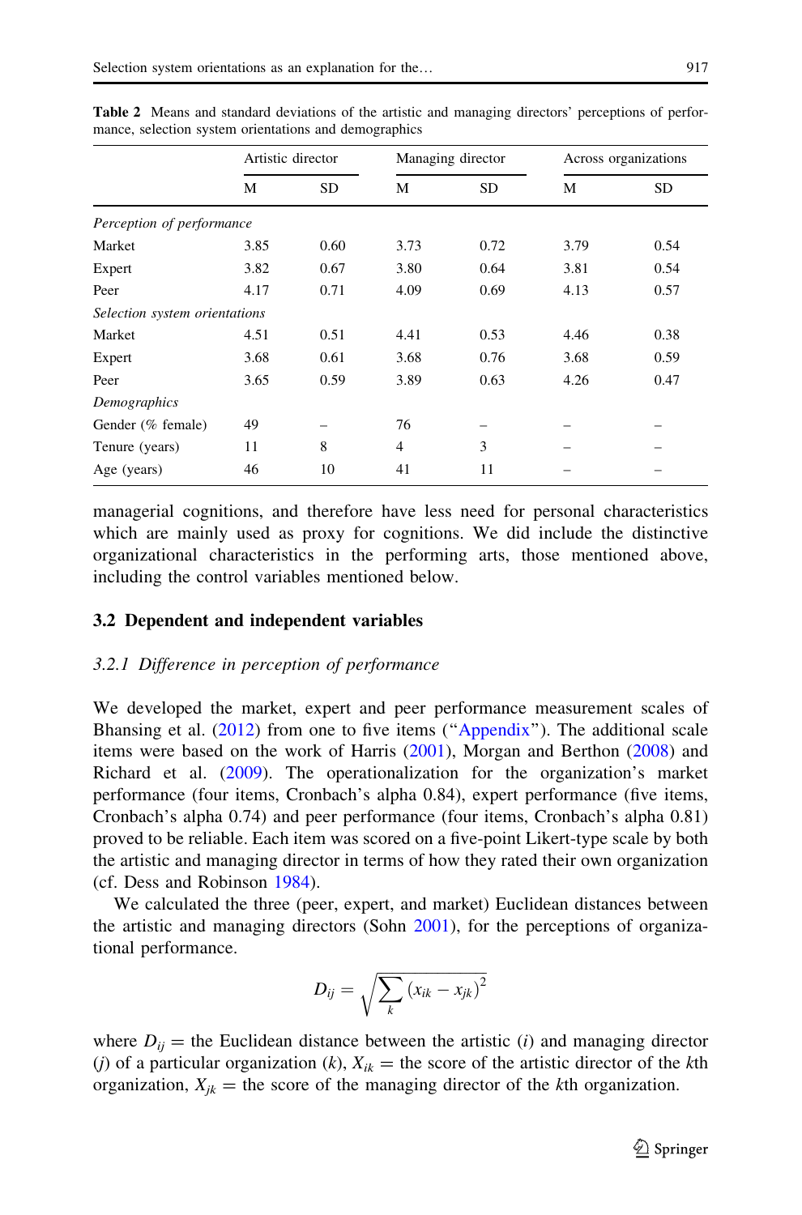**Table 2** Means and standard deviations of the artistic and managing directors' perceptions of performance, selection system orientations and demographics

| | Artistic director | | Managing director | | Across organizations | |
|---|---|---|---|---|---|---|
| | M | SD | M | SD | M | SD |
| *Perception of performance* | | | | | | |
| Market | 3.85 | 0.60 | 3.73 | 0.72 | 3.79 | 0.54 |
| Expert | 3.82 | 0.67 | 3.80 | 0.64 | 3.81 | 0.54 |
| Peer | 4.17 | 0.71 | 4.09 | 0.69 | 4.13 | 0.57 |
| *Selection system orientations* | | | | | | |
| Market | 4.51 | 0.51 | 4.41 | 0.53 | 4.46 | 0.38 |
| Expert | 3.68 | 0.61 | 3.68 | 0.76 | 3.68 | 0.59 |
| Peer | 3.65 | 0.59 | 3.89 | 0.63 | 4.26 | 0.47 |
| *Demographics* | | | | | | |
| Gender (% female) | 49 | – | 76 | – | – | – |
| Tenure (years) | 11 | 8 | 4 | 3 | – | – |
| Age (years) | 46 | 10 | 41 | 11 | – | – |

managerial cognitions, and therefore have less need for personal characteristics which are mainly used as proxy for cognitions. We did include the distinctive organizational characteristics in the performing arts, those mentioned above, including the control variables mentioned below.

### 3.2 Dependent and independent variables

#### *3.2.1 Difference in perception of performance*

We developed the market, expert and peer performance measurement scales of Bhansing et al. (2012) from one to five items ("Appendix"). The additional scale items were based on the work of Harris (2001), Morgan and Berthon (2008) and Richard et al. (2009). The operationalization for the organization's market performance (four items, Cronbach's alpha 0.84), expert performance (five items, Cronbach's alpha 0.74) and peer performance (four items, Cronbach's alpha 0.81) proved to be reliable. Each item was scored on a five-point Likert-type scale by both the artistic and managing director in terms of how they rated their own organization (cf. Dess and Robinson 1984).

We calculated the three (peer, expert, and market) Euclidean distances between the artistic and managing directors (Sohn 2001), for the perceptions of organizational performance.

$$D_{ij} = \sqrt{\sum_{k} (x_{ik} - x_{jk})^2}$$

where $D_{ij}$ = the Euclidean distance between the artistic ($i$) and managing director ($j$) of a particular organization ($k$), $X_{ik}$ = the score of the artistic director of the $k$th organization, $X_{jk}$ = the score of the managing director of the $k$th organization.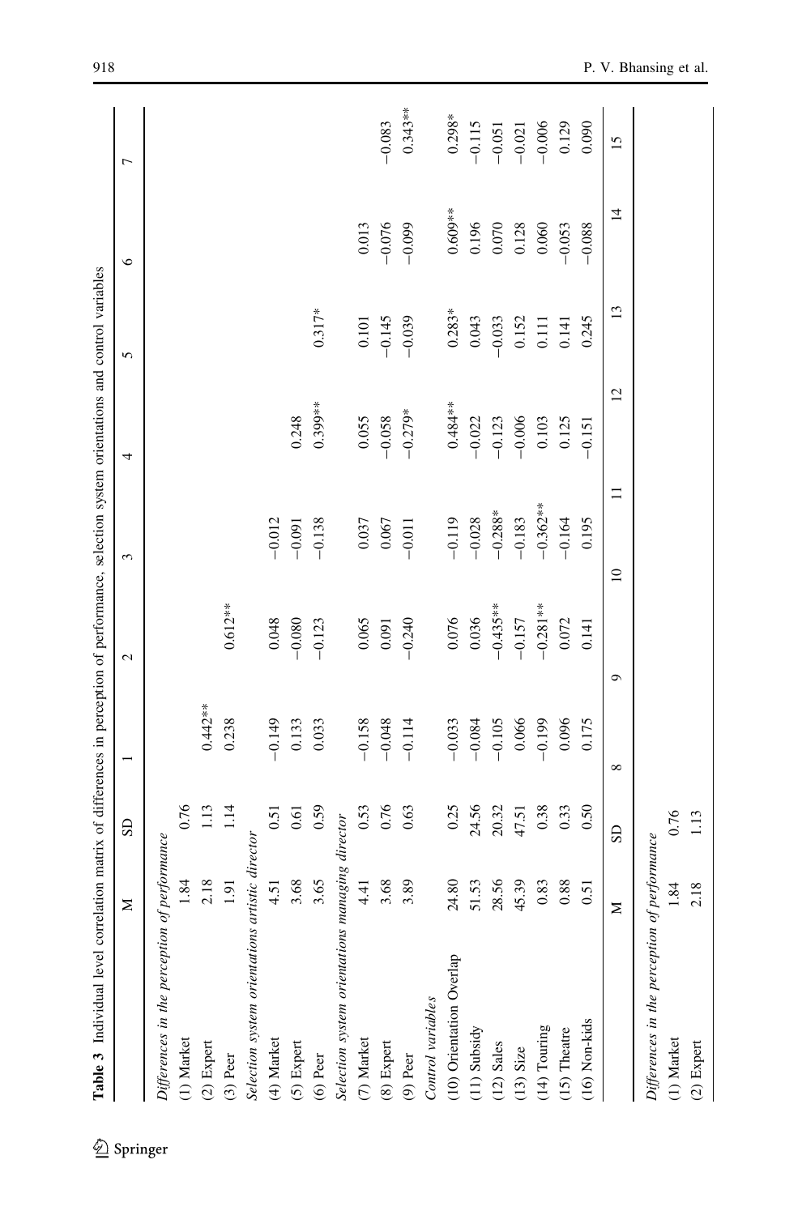**Table 3** Individual level correlation matrix of differences in perception of performance, selection system orientations and control variables

| | M | SD | 1 | 2 | 3 | 4 | 5 | 6 | 7 |
|---|---|---|---|---|---|---|---|---|---|
| *Differences in the perception of performance* | | | | | | | | | |
| (1) Market | 1.84 | 0.76 | | | | | | | |
| (2) Expert | 2.18 | 1.13 | 0.442** | | | | | | |
| (3) Peer | 1.91 | 1.14 | 0.238 | 0.612** | | | | | |
| *Selection system orientations artistic director* | | | | | | | | | |
| (4) Market | 4.51 | 0.51 | −0.149 | 0.048 | −0.012 | | | | |
| (5) Expert | 3.68 | 0.61 | 0.133 | −0.080 | −0.091 | 0.248 | | | |
| (6) Peer | 3.65 | 0.59 | 0.033 | −0.123 | −0.138 | 0.399** | 0.317* | | |
| *Selection system orientations managing director* | | | | | | | | | |
| (7) Market | 4.41 | 0.53 | −0.158 | 0.065 | 0.037 | 0.055 | 0.101 | 0.013 | |
| (8) Expert | 3.68 | 0.76 | −0.048 | 0.091 | 0.067 | −0.058 | −0.145 | −0.076 | −0.083 |
| (9) Peer | 3.89 | 0.63 | −0.114 | −0.240 | −0.011 | −0.279* | −0.039 | −0.099 | 0.343** |
| *Control variables* | | | | | | | | | |
| (10) Orientation Overlap | 24.80 | 0.25 | −0.033 | 0.076 | −0.119 | 0.484** | 0.283* | 0.609** | 0.298* |
| (11) Subsidy | 51.53 | 24.56 | −0.084 | 0.036 | −0.028 | −0.022 | 0.043 | 0.196 | −0.115 |
| (12) Sales | 28.56 | 20.32 | −0.105 | −0.435** | −0.288* | −0.123 | −0.033 | 0.070 | −0.051 |
| (13) Size | 45.39 | 47.51 | 0.066 | −0.157 | −0.183 | −0.006 | 0.152 | 0.128 | −0.021 |
| (14) Touring | 0.83 | 0.38 | −0.199 | −0.281** | −0.362** | 0.103 | 0.111 | 0.060 | −0.006 |
| (15) Theatre | 0.88 | 0.33 | 0.096 | 0.072 | −0.164 | 0.125 | 0.141 | −0.053 | 0.129 |
| (16) Non-kids | 0.51 | 0.50 | 0.175 | 0.141 | 0.195 | −0.151 | 0.245 | −0.088 | 0.090 |

| | M | SD | 8 | 9 | 10 | 11 | 12 | 13 | 14 | 15 |
|---|---|---|---|---|---|---|---|---|---|---|
| *Differences in the perception of performance* | | | | | | | | | | |
| (1) Market | 1.84 | 0.76 | | | | | | | | |
| (2) Expert | 2.18 | 1.13 | | | | | | | | |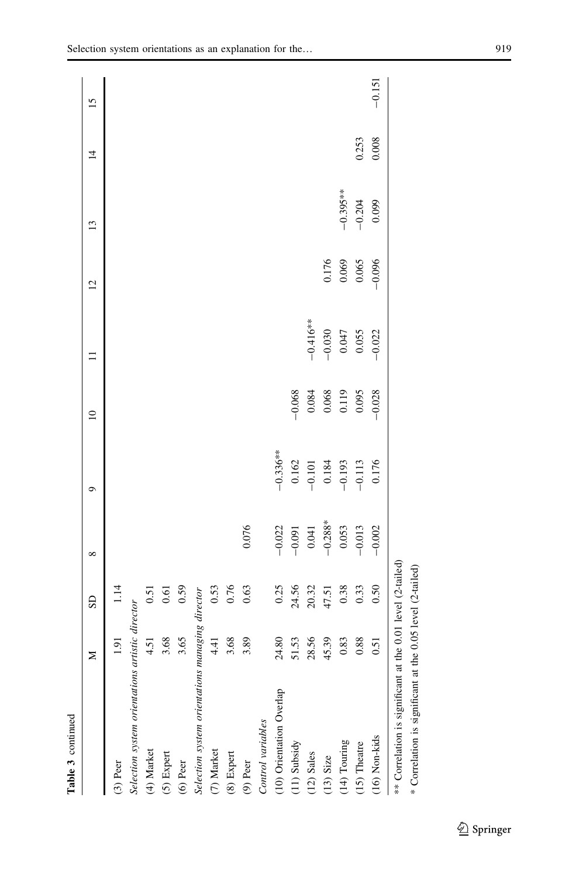**Table 3** continued

| | M | SD | 8 | 9 | 10 | 11 | 12 | 13 | 14 | 15 |
|---|---|---|---|---|---|---|---|---|---|---|
| (3) Peer | 1.91 | 1.14 | | | | | | | | |
| *Selection system orientations artistic director* | | | | | | | | | | |
| (4) Market | 4.51 | 0.51 | | | | | | | | |
| (5) Expert | 3.68 | 0.61 | | | | | | | | |
| (6) Peer | 3.65 | 0.59 | | | | | | | | |
| *Selection system orientations managing director* | | | | | | | | | | |
| (7) Market | 4.41 | 0.53 | | | | | | | | |
| (8) Expert | 3.68 | 0.76 | | | | | | | | |
| (9) Peer | 3.89 | 0.63 | 0.076 | | | | | | | |
| *Control variables* | | | | | | | | | | |
| (10) Orientation Overlap | 24.80 | 0.25 | −0.022 | −0.336** | | | | | | |
| (11) Subsidy | 51.53 | 24.56 | −0.091 | 0.162 | −0.068 | | | | | |
| (12) Sales | 28.56 | 20.32 | 0.041 | −0.101 | 0.084 | −0.416** | | | | |
| (13) Size | 45.39 | 47.51 | −0.288* | 0.184 | 0.068 | −0.030 | 0.176 | | | |
| (14) Touring | 0.83 | 0.38 | 0.053 | −0.193 | 0.119 | 0.047 | 0.069 | −0.395** | | |
| (15) Theatre | 0.88 | 0.33 | −0.013 | −0.113 | 0.095 | 0.055 | 0.065 | −0.204 | 0.253 | |
| (16) Non-kids | 0.51 | 0.50 | −0.002 | 0.176 | −0.028 | −0.022 | −0.096 | 0.099 | 0.008 | −0.151 |

** Correlation is significant at the 0.01 level (2-tailed)

* Correlation is significant at the 0.05 level (2-tailed)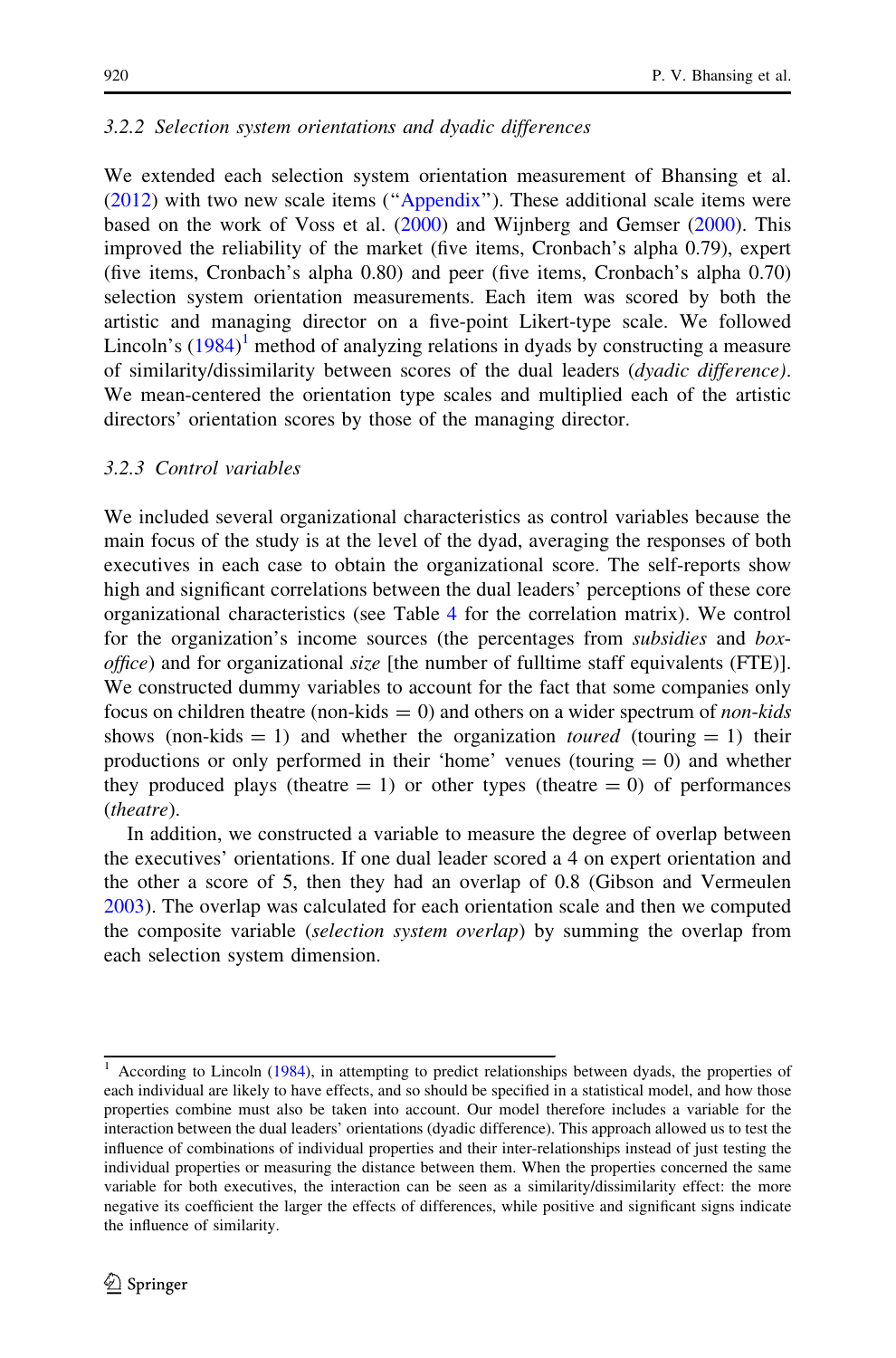### *3.2.2 Selection system orientations and dyadic differences*

We extended each selection system orientation measurement of Bhansing et al. (2012) with two new scale items ("Appendix"). These additional scale items were based on the work of Voss et al. (2000) and Wijnberg and Gemser (2000). This improved the reliability of the market (five items, Cronbach's alpha 0.79), expert (five items, Cronbach's alpha 0.80) and peer (five items, Cronbach's alpha 0.70) selection system orientation measurements. Each item was scored by both the artistic and managing director on a five-point Likert-type scale. We followed Lincoln's (1984)[1] method of analyzing relations in dyads by constructing a measure of similarity/dissimilarity between scores of the dual leaders (*dyadic difference)*. We mean-centered the orientation type scales and multiplied each of the artistic directors' orientation scores by those of the managing director.

### *3.2.3 Control variables*

We included several organizational characteristics as control variables because the main focus of the study is at the level of the dyad, averaging the responses of both executives in each case to obtain the organizational score. The self-reports show high and significant correlations between the dual leaders' perceptions of these core organizational characteristics (see Table 4 for the correlation matrix). We control for the organization's income sources (the percentages from *subsidies* and *box-office*) and for organizational *size* [the number of fulltime staff equivalents (FTE)]. We constructed dummy variables to account for the fact that some companies only focus on children theatre (non-kids = 0) and others on a wider spectrum of *non-kids* shows (non-kids = 1) and whether the organization *toured* (touring = 1) their productions or only performed in their 'home' venues (touring = 0) and whether they produced plays (theatre = 1) or other types (theatre = 0) of performances (*theatre*).

In addition, we constructed a variable to measure the degree of overlap between the executives' orientations. If one dual leader scored a 4 on expert orientation and the other a score of 5, then they had an overlap of 0.8 (Gibson and Vermeulen 2003). The overlap was calculated for each orientation scale and then we computed the composite variable (*selection system overlap*) by summing the overlap from each selection system dimension.

---

[1] According to Lincoln (1984), in attempting to predict relationships between dyads, the properties of each individual are likely to have effects, and so should be specified in a statistical model, and how those properties combine must also be taken into account. Our model therefore includes a variable for the interaction between the dual leaders' orientations (dyadic difference). This approach allowed us to test the influence of combinations of individual properties and their inter-relationships instead of just testing the individual properties or measuring the distance between them. When the properties concerned the same variable for both executives, the interaction can be seen as a similarity/dissimilarity effect: the more negative its coefficient the larger the effects of differences, while positive and significant signs indicate the influence of similarity.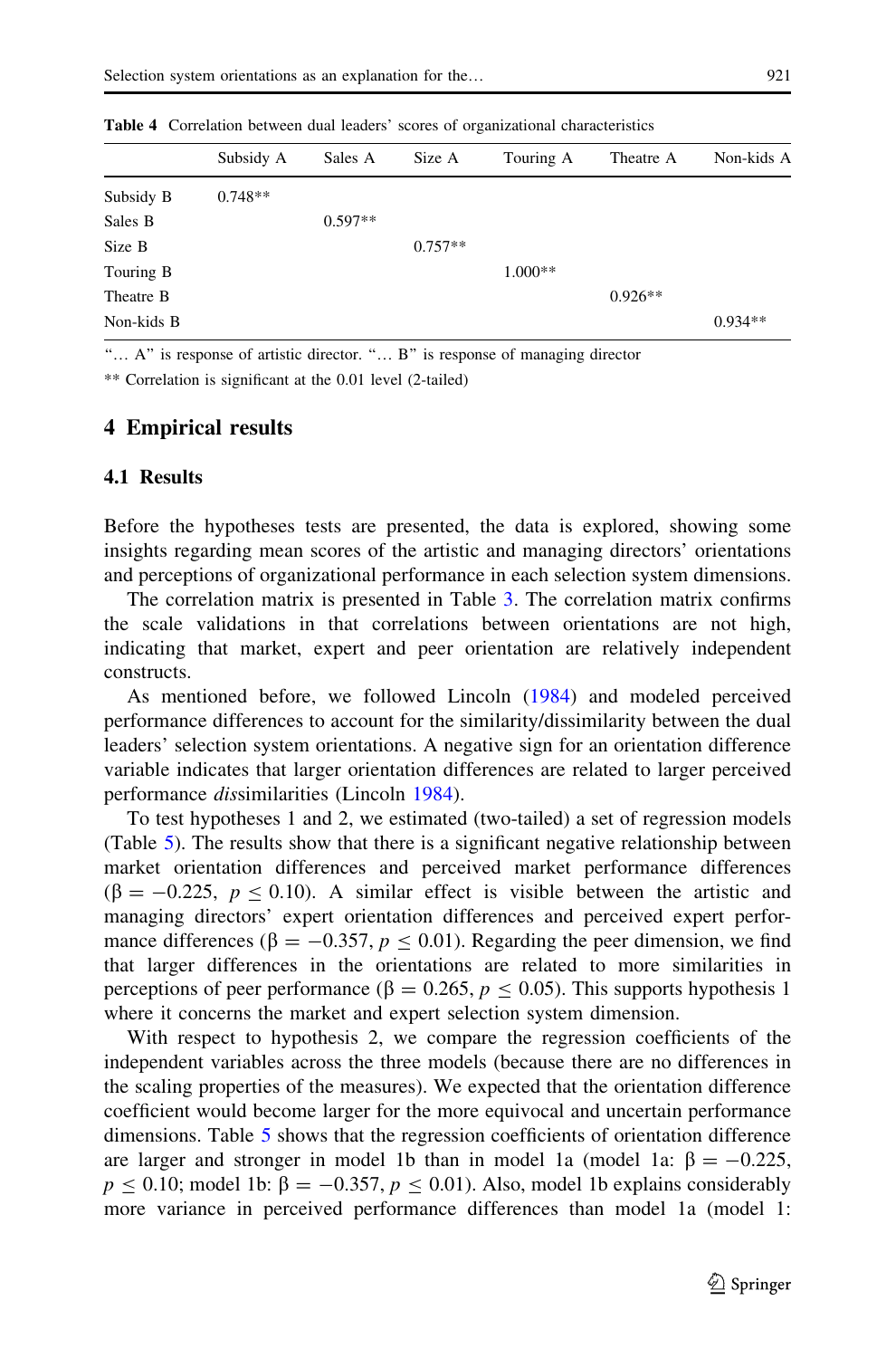**Table 4** Correlation between dual leaders' scores of organizational characteristics

| | Subsidy A | Sales A | Size A | Touring A | Theatre A | Non-kids A |
|---|---|---|---|---|---|---|
| Subsidy B | 0.748** | | | | | |
| Sales B | | 0.597** | | | | |
| Size B | | | 0.757** | | | |
| Touring B | | | | 1.000** | | |
| Theatre B | | | | | 0.926** | |
| Non-kids B | | | | | | 0.934** |

"… A" is response of artistic director. "… B" is response of managing director

** Correlation is significant at the 0.01 level (2-tailed)

# 4 Empirical results

## 4.1 Results

Before the hypotheses tests are presented, the data is explored, showing some insights regarding mean scores of the artistic and managing directors' orientations and perceptions of organizational performance in each selection system dimensions.

The correlation matrix is presented in Table 3. The correlation matrix confirms the scale validations in that correlations between orientations are not high, indicating that market, expert and peer orientation are relatively independent constructs.

As mentioned before, we followed Lincoln (1984) and modeled perceived performance differences to account for the similarity/dissimilarity between the dual leaders' selection system orientations. A negative sign for an orientation difference variable indicates that larger orientation differences are related to larger perceived performance *dis*similarities (Lincoln 1984).

To test hypotheses 1 and 2, we estimated (two-tailed) a set of regression models (Table 5). The results show that there is a significant negative relationship between market orientation differences and perceived market performance differences ($\beta = -0.225$, $p \leq 0.10$). A similar effect is visible between the artistic and managing directors' expert orientation differences and perceived expert performance differences ($\beta = -0.357$, $p \leq 0.01$). Regarding the peer dimension, we find that larger differences in the orientations are related to more similarities in perceptions of peer performance ($\beta = 0.265$, $p \leq 0.05$). This supports hypothesis 1 where it concerns the market and expert selection system dimension.

With respect to hypothesis 2, we compare the regression coefficients of the independent variables across the three models (because there are no differences in the scaling properties of the measures). We expected that the orientation difference coefficient would become larger for the more equivocal and uncertain performance dimensions. Table 5 shows that the regression coefficients of orientation difference are larger and stronger in model 1b than in model 1a (model 1a: $\beta = -0.225$, $p \leq 0.10$; model 1b: $\beta = -0.357$, $p \leq 0.01$). Also, model 1b explains considerably more variance in perceived performance differences than model 1a (model 1: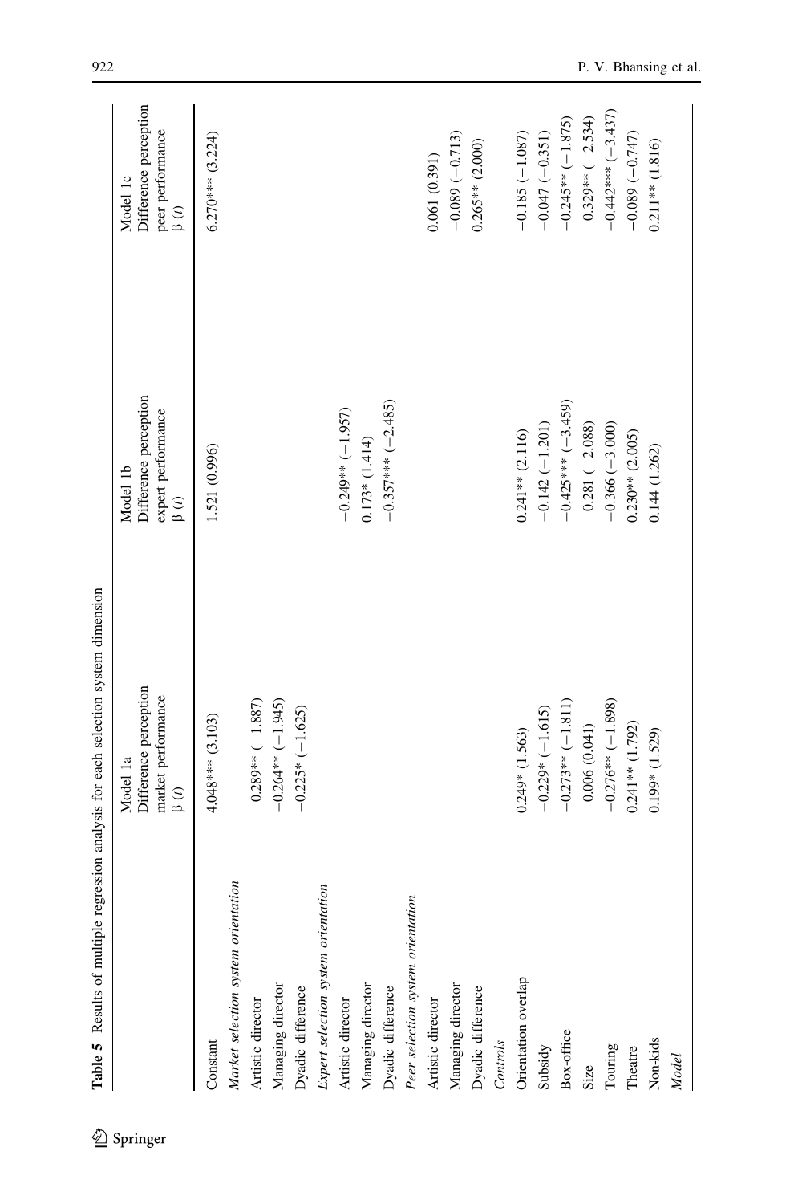**Table 5** Results of multiple regression analysis for each selection system dimension

| | Model 1a Difference perception market performance β (*t*) | Model 1b Difference perception expert performance β (*t*) | Model 1c Difference perception peer performance β (*t*) |
|---|---|---|---|
| Constant | 4.048*** (3.103) | 1.521 (0.996) | 6.270*** (3.224) |
| *Market selection system orientation* | | | |
| Artistic director | −0.289** (−1.887) | | |
| Managing director | −0.264** (−1.945) | | |
| Dyadic difference | −0.225* (−1.625) | | |
| *Expert selection system orientation* | | | |
| Artistic director | | −0.249** (−1.957) | |
| Managing director | | 0.173* (1.414) | |
| Dyadic difference | | −0.357*** (−2.485) | |
| *Peer selection system orientation* | | | |
| Artistic director | | | 0.061 (0.391) |
| Managing director | | | −0.089 (−0.713) |
| Dyadic difference | | | 0.265** (2.000) |
| *Controls* | | | |
| Orientation overlap | 0.249* (1.563) | 0.241** (2.116) | −0.185 (−1.087) |
| Subsidy | −0.229* (−1.615) | −0.142 (−1.201) | −0.047 (−0.351) |
| Box-office | −0.273** (−1.811) | −0.425*** (−3.459) | −0.245** (−1.875) |
| Size | −0.006 (0.041) | −0.281 (−2.088) | −0.329** (−2.534) |
| Touring | −0.276** (−1.898) | −0.366 (−3.000) | −0.442*** (−3.437) |
| Theatre | 0.241** (1.792) | 0.230** (2.005) | −0.089 (−0.747) |
| Non-kids | 0.199* (1.529) | 0.144 (1.262) | 0.211** (1.816) |
| *Model* | | | |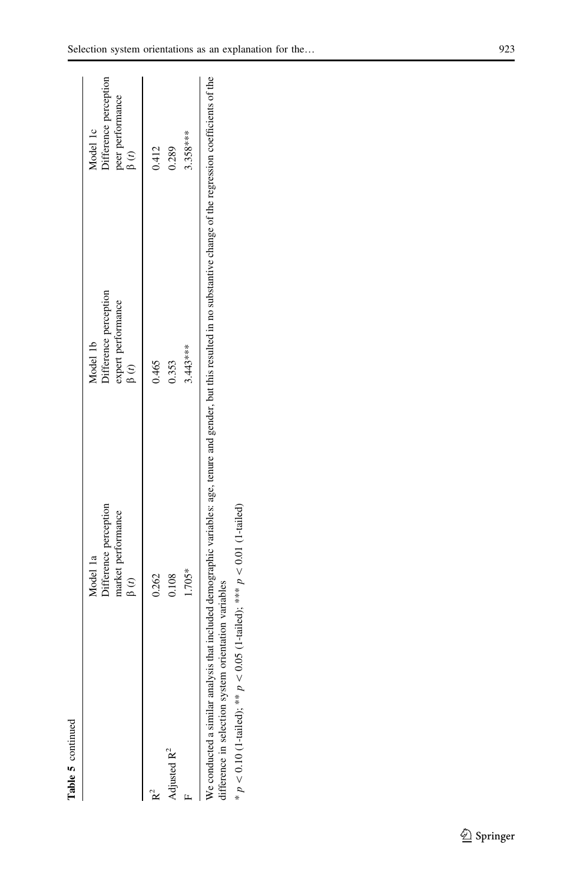**Table 5** continued

| | Model 1a<br>Difference perception market performance<br>β (*t*) | Model 1b<br>Difference perception expert performance<br>β (*t*) | Model 1c<br>Difference perception peer performance<br>β (*t*) |
|---|---|---|---|
| $R^2$ | 0.262 | 0.465 | 0.412 |
| Adjusted $R^2$ | 0.108 | 0.353 | 0.289 |
| F | 1.705* | 3.443*** | 3.358*** |

We conducted a similar analysis that included demographic variables: age, tenure and gender, but this resulted in no substantive change of the regression coefficients of the difference in selection system orientation variables

* $p < 0.10$ (1-tailed); ** $p < 0.05$ (1-tailed); *** $p < 0.01$ (1-tailed)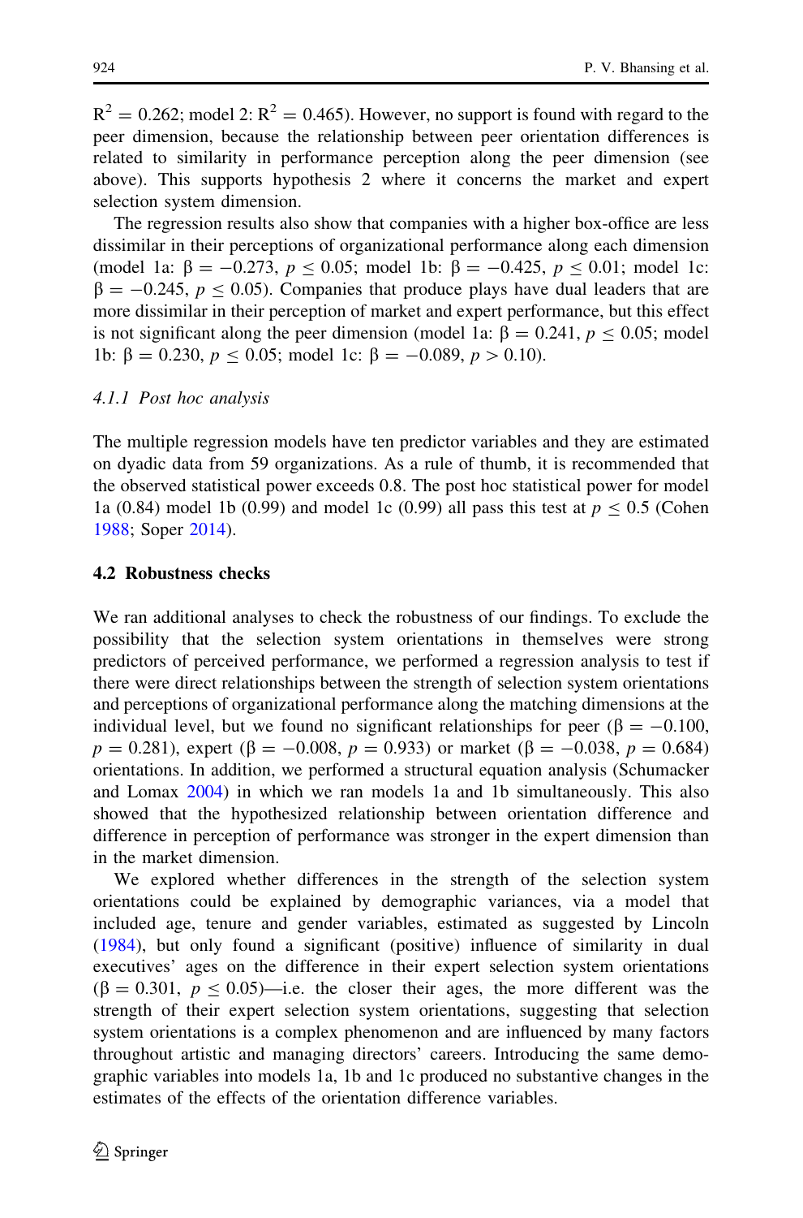$R^2 = 0.262$; model 2: $R^2 = 0.465$). However, no support is found with regard to the peer dimension, because the relationship between peer orientation differences is related to similarity in performance perception along the peer dimension (see above). This supports hypothesis 2 where it concerns the market and expert selection system dimension.

The regression results also show that companies with a higher box-office are less dissimilar in their perceptions of organizational performance along each dimension (model 1a: $\beta = -0.273$, $p \leq 0.05$; model 1b: $\beta = -0.425$, $p \leq 0.01$; model 1c: $\beta = -0.245$, $p \leq 0.05$). Companies that produce plays have dual leaders that are more dissimilar in their perception of market and expert performance, but this effect is not significant along the peer dimension (model 1a: $\beta = 0.241$, $p \leq 0.05$; model 1b: $\beta = 0.230$, $p \leq 0.05$; model 1c: $\beta = -0.089$, $p > 0.10$).

#### 4.1.1 Post hoc analysis

The multiple regression models have ten predictor variables and they are estimated on dyadic data from 59 organizations. As a rule of thumb, it is recommended that the observed statistical power exceeds 0.8. The post hoc statistical power for model 1a (0.84) model 1b (0.99) and model 1c (0.99) all pass this test at $p \leq 0.5$ (Cohen 1988; Soper 2014).

### 4.2 Robustness checks

We ran additional analyses to check the robustness of our findings. To exclude the possibility that the selection system orientations in themselves were strong predictors of perceived performance, we performed a regression analysis to test if there were direct relationships between the strength of selection system orientations and perceptions of organizational performance along the matching dimensions at the individual level, but we found no significant relationships for peer ($\beta = -0.100$, $p = 0.281$), expert ($\beta = -0.008$, $p = 0.933$) or market ($\beta = -0.038$, $p = 0.684$) orientations. In addition, we performed a structural equation analysis (Schumacker and Lomax 2004) in which we ran models 1a and 1b simultaneously. This also showed that the hypothesized relationship between orientation difference and difference in perception of performance was stronger in the expert dimension than in the market dimension.

We explored whether differences in the strength of the selection system orientations could be explained by demographic variances, via a model that included age, tenure and gender variables, estimated as suggested by Lincoln (1984), but only found a significant (positive) influence of similarity in dual executives' ages on the difference in their expert selection system orientations ($\beta = 0.301$, $p \leq 0.05$)—i.e. the closer their ages, the more different was the strength of their expert selection system orientations, suggesting that selection system orientations is a complex phenomenon and are influenced by many factors throughout artistic and managing directors' careers. Introducing the same demographic variables into models 1a, 1b and 1c produced no substantive changes in the estimates of the effects of the orientation difference variables.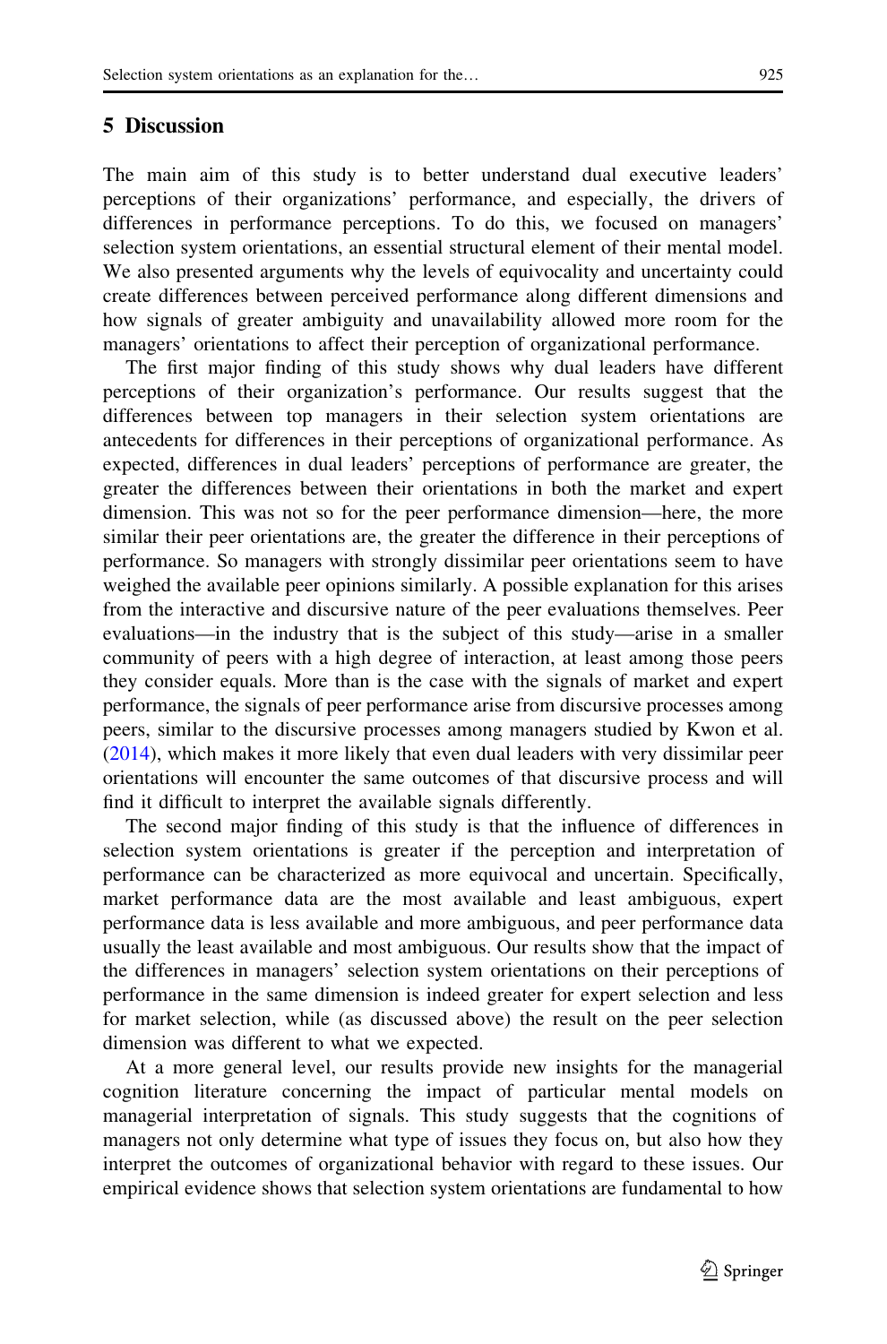## 5 Discussion

The main aim of this study is to better understand dual executive leaders' perceptions of their organizations' performance, and especially, the drivers of differences in performance perceptions. To do this, we focused on managers' selection system orientations, an essential structural element of their mental model. We also presented arguments why the levels of equivocality and uncertainty could create differences between perceived performance along different dimensions and how signals of greater ambiguity and unavailability allowed more room for the managers' orientations to affect their perception of organizational performance.

The first major finding of this study shows why dual leaders have different perceptions of their organization's performance. Our results suggest that the differences between top managers in their selection system orientations are antecedents for differences in their perceptions of organizational performance. As expected, differences in dual leaders' perceptions of performance are greater, the greater the differences between their orientations in both the market and expert dimension. This was not so for the peer performance dimension—here, the more similar their peer orientations are, the greater the difference in their perceptions of performance. So managers with strongly dissimilar peer orientations seem to have weighed the available peer opinions similarly. A possible explanation for this arises from the interactive and discursive nature of the peer evaluations themselves. Peer evaluations—in the industry that is the subject of this study—arise in a smaller community of peers with a high degree of interaction, at least among those peers they consider equals. More than is the case with the signals of market and expert performance, the signals of peer performance arise from discursive processes among peers, similar to the discursive processes among managers studied by Kwon et al. (2014), which makes it more likely that even dual leaders with very dissimilar peer orientations will encounter the same outcomes of that discursive process and will find it difficult to interpret the available signals differently.

The second major finding of this study is that the influence of differences in selection system orientations is greater if the perception and interpretation of performance can be characterized as more equivocal and uncertain. Specifically, market performance data are the most available and least ambiguous, expert performance data is less available and more ambiguous, and peer performance data usually the least available and most ambiguous. Our results show that the impact of the differences in managers' selection system orientations on their perceptions of performance in the same dimension is indeed greater for expert selection and less for market selection, while (as discussed above) the result on the peer selection dimension was different to what we expected.

At a more general level, our results provide new insights for the managerial cognition literature concerning the impact of particular mental models on managerial interpretation of signals. This study suggests that the cognitions of managers not only determine what type of issues they focus on, but also how they interpret the outcomes of organizational behavior with regard to these issues. Our empirical evidence shows that selection system orientations are fundamental to how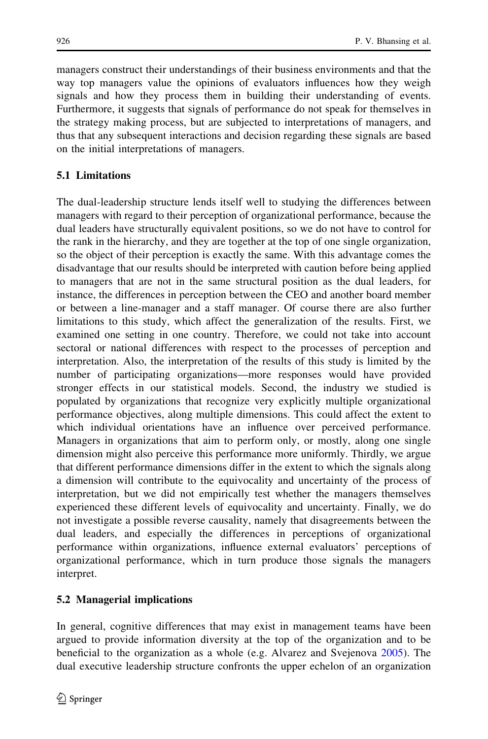managers construct their understandings of their business environments and that the way top managers value the opinions of evaluators influences how they weigh signals and how they process them in building their understanding of events. Furthermore, it suggests that signals of performance do not speak for themselves in the strategy making process, but are subjected to interpretations of managers, and thus that any subsequent interactions and decision regarding these signals are based on the initial interpretations of managers.

### 5.1 Limitations

The dual-leadership structure lends itself well to studying the differences between managers with regard to their perception of organizational performance, because the dual leaders have structurally equivalent positions, so we do not have to control for the rank in the hierarchy, and they are together at the top of one single organization, so the object of their perception is exactly the same. With this advantage comes the disadvantage that our results should be interpreted with caution before being applied to managers that are not in the same structural position as the dual leaders, for instance, the differences in perception between the CEO and another board member or between a line-manager and a staff manager. Of course there are also further limitations to this study, which affect the generalization of the results. First, we examined one setting in one country. Therefore, we could not take into account sectoral or national differences with respect to the processes of perception and interpretation. Also, the interpretation of the results of this study is limited by the number of participating organizations—more responses would have provided stronger effects in our statistical models. Second, the industry we studied is populated by organizations that recognize very explicitly multiple organizational performance objectives, along multiple dimensions. This could affect the extent to which individual orientations have an influence over perceived performance. Managers in organizations that aim to perform only, or mostly, along one single dimension might also perceive this performance more uniformly. Thirdly, we argue that different performance dimensions differ in the extent to which the signals along a dimension will contribute to the equivocality and uncertainty of the process of interpretation, but we did not empirically test whether the managers themselves experienced these different levels of equivocality and uncertainty. Finally, we do not investigate a possible reverse causality, namely that disagreements between the dual leaders, and especially the differences in perceptions of organizational performance within organizations, influence external evaluators' perceptions of organizational performance, which in turn produce those signals the managers interpret.

### 5.2 Managerial implications

In general, cognitive differences that may exist in management teams have been argued to provide information diversity at the top of the organization and to be beneficial to the organization as a whole (e.g. Alvarez and Svejenova 2005). The dual executive leadership structure confronts the upper echelon of an organization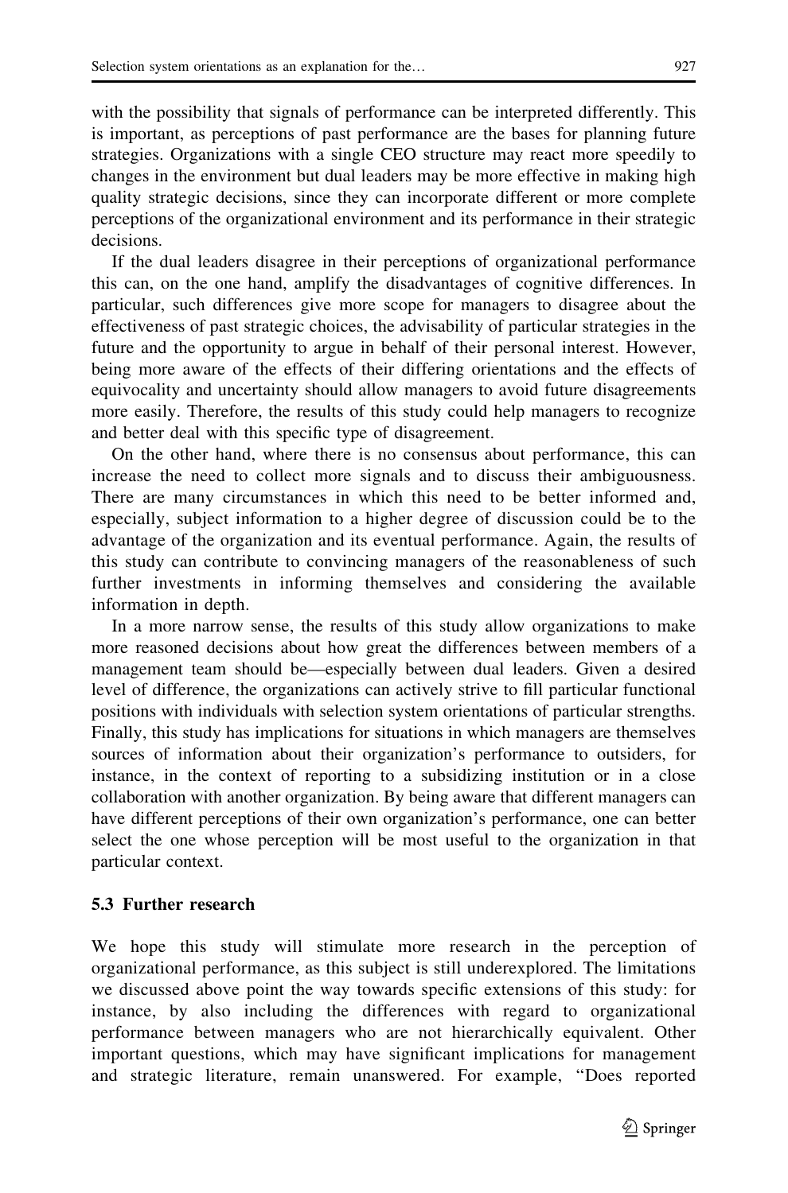with the possibility that signals of performance can be interpreted differently. This is important, as perceptions of past performance are the bases for planning future strategies. Organizations with a single CEO structure may react more speedily to changes in the environment but dual leaders may be more effective in making high quality strategic decisions, since they can incorporate different or more complete perceptions of the organizational environment and its performance in their strategic decisions.

If the dual leaders disagree in their perceptions of organizational performance this can, on the one hand, amplify the disadvantages of cognitive differences. In particular, such differences give more scope for managers to disagree about the effectiveness of past strategic choices, the advisability of particular strategies in the future and the opportunity to argue in behalf of their personal interest. However, being more aware of the effects of their differing orientations and the effects of equivocality and uncertainty should allow managers to avoid future disagreements more easily. Therefore, the results of this study could help managers to recognize and better deal with this specific type of disagreement.

On the other hand, where there is no consensus about performance, this can increase the need to collect more signals and to discuss their ambiguousness. There are many circumstances in which this need to be better informed and, especially, subject information to a higher degree of discussion could be to the advantage of the organization and its eventual performance. Again, the results of this study can contribute to convincing managers of the reasonableness of such further investments in informing themselves and considering the available information in depth.

In a more narrow sense, the results of this study allow organizations to make more reasoned decisions about how great the differences between members of a management team should be—especially between dual leaders. Given a desired level of difference, the organizations can actively strive to fill particular functional positions with individuals with selection system orientations of particular strengths. Finally, this study has implications for situations in which managers are themselves sources of information about their organization's performance to outsiders, for instance, in the context of reporting to a subsidizing institution or in a close collaboration with another organization. By being aware that different managers can have different perceptions of their own organization's performance, one can better select the one whose perception will be most useful to the organization in that particular context.

### 5.3 Further research

We hope this study will stimulate more research in the perception of organizational performance, as this subject is still underexplored. The limitations we discussed above point the way towards specific extensions of this study: for instance, by also including the differences with regard to organizational performance between managers who are not hierarchically equivalent. Other important questions, which may have significant implications for management and strategic literature, remain unanswered. For example, "Does reported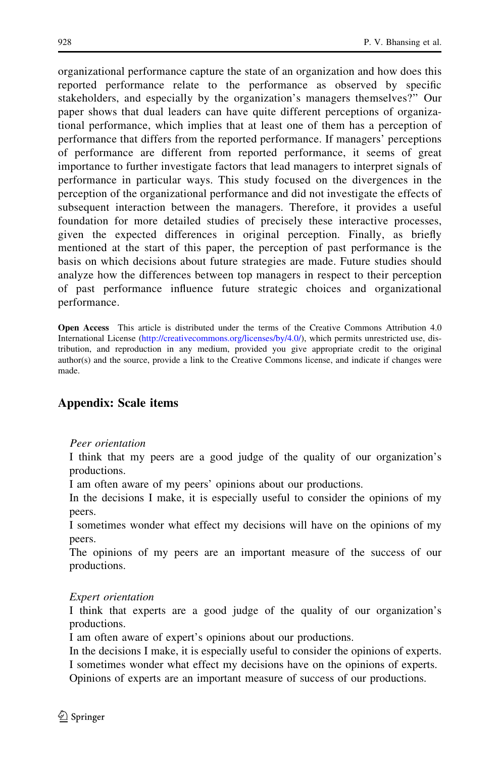organizational performance capture the state of an organization and how does this reported performance relate to the performance as observed by specific stakeholders, and especially by the organization's managers themselves?" Our paper shows that dual leaders can have quite different perceptions of organizational performance, which implies that at least one of them has a perception of performance that differs from the reported performance. If managers' perceptions of performance are different from reported performance, it seems of great importance to further investigate factors that lead managers to interpret signals of performance in particular ways. This study focused on the divergences in the perception of the organizational performance and did not investigate the effects of subsequent interaction between the managers. Therefore, it provides a useful foundation for more detailed studies of precisely these interactive processes, given the expected differences in original perception. Finally, as briefly mentioned at the start of this paper, the perception of past performance is the basis on which decisions about future strategies are made. Future studies should analyze how the differences between top managers in respect to their perception of past performance influence future strategic choices and organizational performance.

**Open Access** This article is distributed under the terms of the Creative Commons Attribution 4.0 International License (http://creativecommons.org/licenses/by/4.0/), which permits unrestricted use, distribution, and reproduction in any medium, provided you give appropriate credit to the original author(s) and the source, provide a link to the Creative Commons license, and indicate if changes were made.

## Appendix: Scale items

*Peer orientation*

I think that my peers are a good judge of the quality of our organization's productions.

I am often aware of my peers' opinions about our productions.

In the decisions I make, it is especially useful to consider the opinions of my peers.

I sometimes wonder what effect my decisions will have on the opinions of my peers.

The opinions of my peers are an important measure of the success of our productions.

*Expert orientation*

I think that experts are a good judge of the quality of our organization's productions.

I am often aware of expert's opinions about our productions.

In the decisions I make, it is especially useful to consider the opinions of experts.

I sometimes wonder what effect my decisions have on the opinions of experts.

Opinions of experts are an important measure of success of our productions.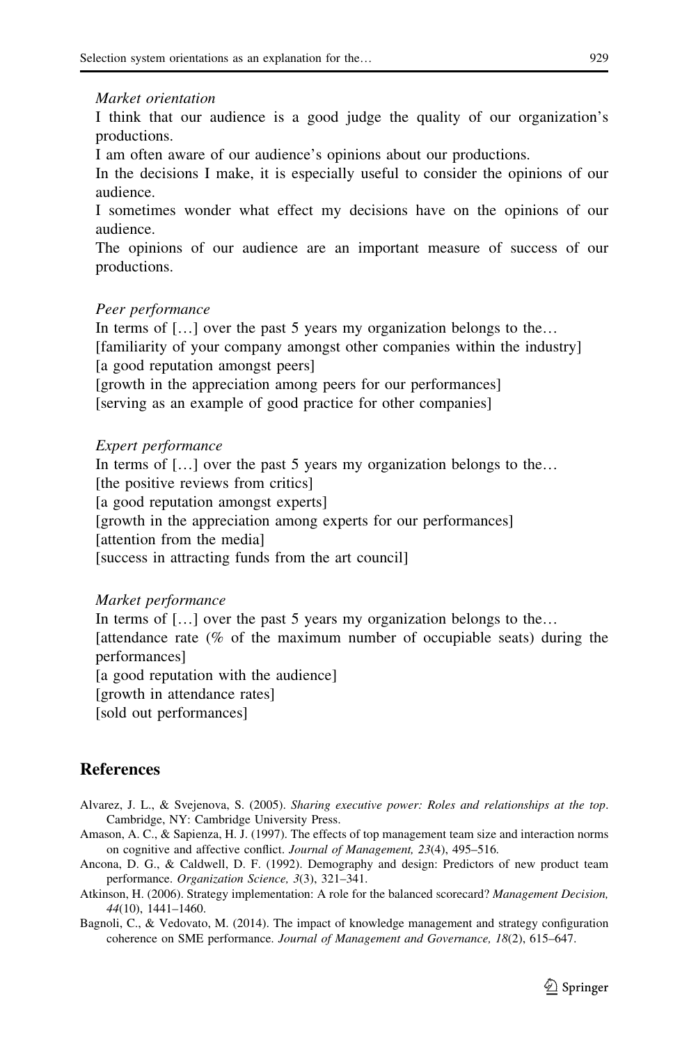*Market orientation*

I think that our audience is a good judge the quality of our organization's productions.

I am often aware of our audience's opinions about our productions.

In the decisions I make, it is especially useful to consider the opinions of our audience.

I sometimes wonder what effect my decisions have on the opinions of our audience.

The opinions of our audience are an important measure of success of our productions.

*Peer performance*

In terms of […] over the past 5 years my organization belongs to the…

[familiarity of your company amongst other companies within the industry]

[a good reputation amongst peers]

[growth in the appreciation among peers for our performances]

[serving as an example of good practice for other companies]

*Expert performance*

In terms of […] over the past 5 years my organization belongs to the…

[the positive reviews from critics]

[a good reputation amongst experts]

[growth in the appreciation among experts for our performances]

[attention from the media]

[success in attracting funds from the art council]

*Market performance*

In terms of […] over the past 5 years my organization belongs to the…

[attendance rate (% of the maximum number of occupiable seats) during the performances]

[a good reputation with the audience]

[growth in attendance rates]

[sold out performances]

## References

Alvarez, J. L., & Svejenova, S. (2005). *Sharing executive power: Roles and relationships at the top*. Cambridge, NY: Cambridge University Press.

Amason, A. C., & Sapienza, H. J. (1997). The effects of top management team size and interaction norms on cognitive and affective conflict. *Journal of Management, 23*(4), 495–516.

Ancona, D. G., & Caldwell, D. F. (1992). Demography and design: Predictors of new product team performance. *Organization Science, 3*(3), 321–341.

Atkinson, H. (2006). Strategy implementation: A role for the balanced scorecard? *Management Decision, 44*(10), 1441–1460.

Bagnoli, C., & Vedovato, M. (2014). The impact of knowledge management and strategy configuration coherence on SME performance. *Journal of Management and Governance, 18*(2), 615–647.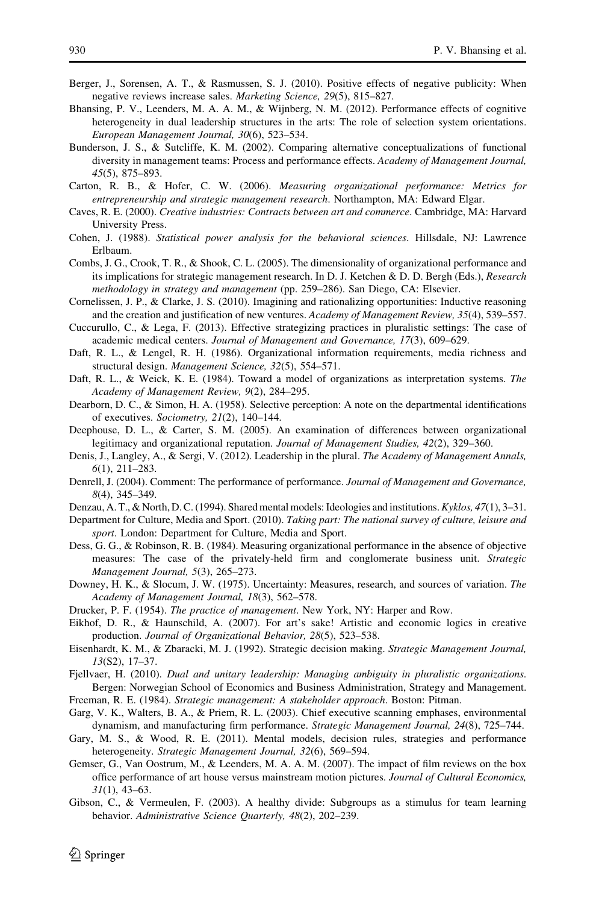Berger, J., Sorensen, A. T., & Rasmussen, S. J. (2010). Positive effects of negative publicity: When negative reviews increase sales. *Marketing Science, 29*(5), 815–827.

Bhansing, P. V., Leenders, M. A. A. M., & Wijnberg, N. M. (2012). Performance effects of cognitive heterogeneity in dual leadership structures in the arts: The role of selection system orientations. *European Management Journal, 30*(6), 523–534.

Bunderson, J. S., & Sutcliffe, K. M. (2002). Comparing alternative conceptualizations of functional diversity in management teams: Process and performance effects. *Academy of Management Journal, 45*(5), 875–893.

Carton, R. B., & Hofer, C. W. (2006). *Measuring organizational performance: Metrics for entrepreneurship and strategic management research*. Northampton, MA: Edward Elgar.

Caves, R. E. (2000). *Creative industries: Contracts between art and commerce*. Cambridge, MA: Harvard University Press.

Cohen, J. (1988). *Statistical power analysis for the behavioral sciences*. Hillsdale, NJ: Lawrence Erlbaum.

Combs, J. G., Crook, T. R., & Shook, C. L. (2005). The dimensionality of organizational performance and its implications for strategic management research. In D. J. Ketchen & D. D. Bergh (Eds.), *Research methodology in strategy and management* (pp. 259–286). San Diego, CA: Elsevier.

Cornelissen, J. P., & Clarke, J. S. (2010). Imagining and rationalizing opportunities: Inductive reasoning and the creation and justification of new ventures. *Academy of Management Review, 35*(4), 539–557.

Cuccurullo, C., & Lega, F. (2013). Effective strategizing practices in pluralistic settings: The case of academic medical centers. *Journal of Management and Governance, 17*(3), 609–629.

Daft, R. L., & Lengel, R. H. (1986). Organizational information requirements, media richness and structural design. *Management Science, 32*(5), 554–571.

Daft, R. L., & Weick, K. E. (1984). Toward a model of organizations as interpretation systems. *The Academy of Management Review, 9*(2), 284–295.

Dearborn, D. C., & Simon, H. A. (1958). Selective perception: A note on the departmental identifications of executives. *Sociometry, 21*(2), 140–144.

Deephouse, D. L., & Carter, S. M. (2005). An examination of differences between organizational legitimacy and organizational reputation. *Journal of Management Studies, 42*(2), 329–360.

Denis, J., Langley, A., & Sergi, V. (2012). Leadership in the plural. *The Academy of Management Annals, 6*(1), 211–283.

Denrell, J. (2004). Comment: The performance of performance. *Journal of Management and Governance, 8*(4), 345–349.

Denzau, A. T., & North, D. C. (1994). Shared mental models: Ideologies and institutions. *Kyklos, 47*(1), 3–31.

Department for Culture, Media and Sport. (2010). *Taking part: The national survey of culture, leisure and sport*. London: Department for Culture, Media and Sport.

Dess, G. G., & Robinson, R. B. (1984). Measuring organizational performance in the absence of objective measures: The case of the privately-held firm and conglomerate business unit. *Strategic Management Journal, 5*(3), 265–273.

Downey, H. K., & Slocum, J. W. (1975). Uncertainty: Measures, research, and sources of variation. *The Academy of Management Journal, 18*(3), 562–578.

Drucker, P. F. (1954). *The practice of management*. New York, NY: Harper and Row.

Eikhof, D. R., & Haunschild, A. (2007). For art's sake! Artistic and economic logics in creative production. *Journal of Organizational Behavior, 28*(5), 523–538.

Eisenhardt, K. M., & Zbaracki, M. J. (1992). Strategic decision making. *Strategic Management Journal, 13*(S2), 17–37.

Fjellvaer, H. (2010). *Dual and unitary leadership: Managing ambiguity in pluralistic organizations*. Bergen: Norwegian School of Economics and Business Administration, Strategy and Management.

Freeman, R. E. (1984). *Strategic management: A stakeholder approach*. Boston: Pitman.

Garg, V. K., Walters, B. A., & Priem, R. L. (2003). Chief executive scanning emphases, environmental dynamism, and manufacturing firm performance. *Strategic Management Journal, 24*(8), 725–744.

Gary, M. S., & Wood, R. E. (2011). Mental models, decision rules, strategies and performance heterogeneity. *Strategic Management Journal, 32*(6), 569–594.

Gemser, G., Van Oostrum, M., & Leenders, M. A. A. M. (2007). The impact of film reviews on the box office performance of art house versus mainstream motion pictures. *Journal of Cultural Economics, 31*(1), 43–63.

Gibson, C., & Vermeulen, F. (2003). A healthy divide: Subgroups as a stimulus for team learning behavior. *Administrative Science Quarterly, 48*(2), 202–239.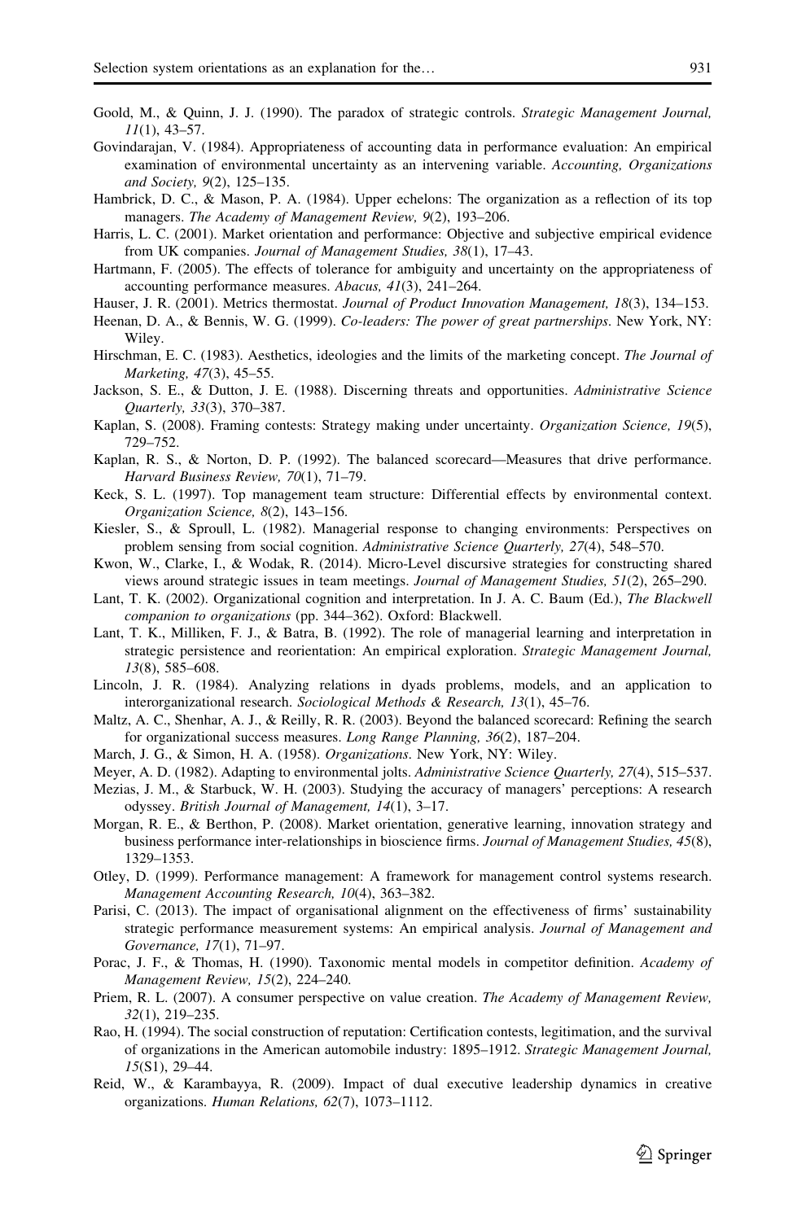Goold, M., & Quinn, J. J. (1990). The paradox of strategic controls. *Strategic Management Journal, 11*(1), 43–57.

Govindarajan, V. (1984). Appropriateness of accounting data in performance evaluation: An empirical examination of environmental uncertainty as an intervening variable. *Accounting, Organizations and Society, 9*(2), 125–135.

Hambrick, D. C., & Mason, P. A. (1984). Upper echelons: The organization as a reflection of its top managers. *The Academy of Management Review, 9*(2), 193–206.

Harris, L. C. (2001). Market orientation and performance: Objective and subjective empirical evidence from UK companies. *Journal of Management Studies, 38*(1), 17–43.

Hartmann, F. (2005). The effects of tolerance for ambiguity and uncertainty on the appropriateness of accounting performance measures. *Abacus, 41*(3), 241–264.

Hauser, J. R. (2001). Metrics thermostat. *Journal of Product Innovation Management, 18*(3), 134–153.

Heenan, D. A., & Bennis, W. G. (1999). *Co-leaders: The power of great partnerships*. New York, NY: Wiley.

Hirschman, E. C. (1983). Aesthetics, ideologies and the limits of the marketing concept. *The Journal of Marketing, 47*(3), 45–55.

Jackson, S. E., & Dutton, J. E. (1988). Discerning threats and opportunities. *Administrative Science Quarterly, 33*(3), 370–387.

Kaplan, S. (2008). Framing contests: Strategy making under uncertainty. *Organization Science, 19*(5), 729–752.

Kaplan, R. S., & Norton, D. P. (1992). The balanced scorecard—Measures that drive performance. *Harvard Business Review, 70*(1), 71–79.

Keck, S. L. (1997). Top management team structure: Differential effects by environmental context. *Organization Science, 8*(2), 143–156.

Kiesler, S., & Sproull, L. (1982). Managerial response to changing environments: Perspectives on problem sensing from social cognition. *Administrative Science Quarterly, 27*(4), 548–570.

Kwon, W., Clarke, I., & Wodak, R. (2014). Micro-Level discursive strategies for constructing shared views around strategic issues in team meetings. *Journal of Management Studies, 51*(2), 265–290.

Lant, T. K. (2002). Organizational cognition and interpretation. In J. A. C. Baum (Ed.), *The Blackwell companion to organizations* (pp. 344–362). Oxford: Blackwell.

Lant, T. K., Milliken, F. J., & Batra, B. (1992). The role of managerial learning and interpretation in strategic persistence and reorientation: An empirical exploration. *Strategic Management Journal, 13*(8), 585–608.

Lincoln, J. R. (1984). Analyzing relations in dyads problems, models, and an application to interorganizational research. *Sociological Methods & Research, 13*(1), 45–76.

Maltz, A. C., Shenhar, A. J., & Reilly, R. R. (2003). Beyond the balanced scorecard: Refining the search for organizational success measures. *Long Range Planning, 36*(2), 187–204.

March, J. G., & Simon, H. A. (1958). *Organizations*. New York, NY: Wiley.

Meyer, A. D. (1982). Adapting to environmental jolts. *Administrative Science Quarterly, 27*(4), 515–537.

Mezias, J. M., & Starbuck, W. H. (2003). Studying the accuracy of managers' perceptions: A research odyssey. *British Journal of Management, 14*(1), 3–17.

Morgan, R. E., & Berthon, P. (2008). Market orientation, generative learning, innovation strategy and business performance inter-relationships in bioscience firms. *Journal of Management Studies, 45*(8), 1329–1353.

Otley, D. (1999). Performance management: A framework for management control systems research. *Management Accounting Research, 10*(4), 363–382.

Parisi, C. (2013). The impact of organisational alignment on the effectiveness of firms' sustainability strategic performance measurement systems: An empirical analysis. *Journal of Management and Governance, 17*(1), 71–97.

Porac, J. F., & Thomas, H. (1990). Taxonomic mental models in competitor definition. *Academy of Management Review, 15*(2), 224–240.

Priem, R. L. (2007). A consumer perspective on value creation. *The Academy of Management Review, 32*(1), 219–235.

Rao, H. (1994). The social construction of reputation: Certification contests, legitimation, and the survival of organizations in the American automobile industry: 1895–1912. *Strategic Management Journal, 15*(S1), 29–44.

Reid, W., & Karambayya, R. (2009). Impact of dual executive leadership dynamics in creative organizations. *Human Relations, 62*(7), 1073–1112.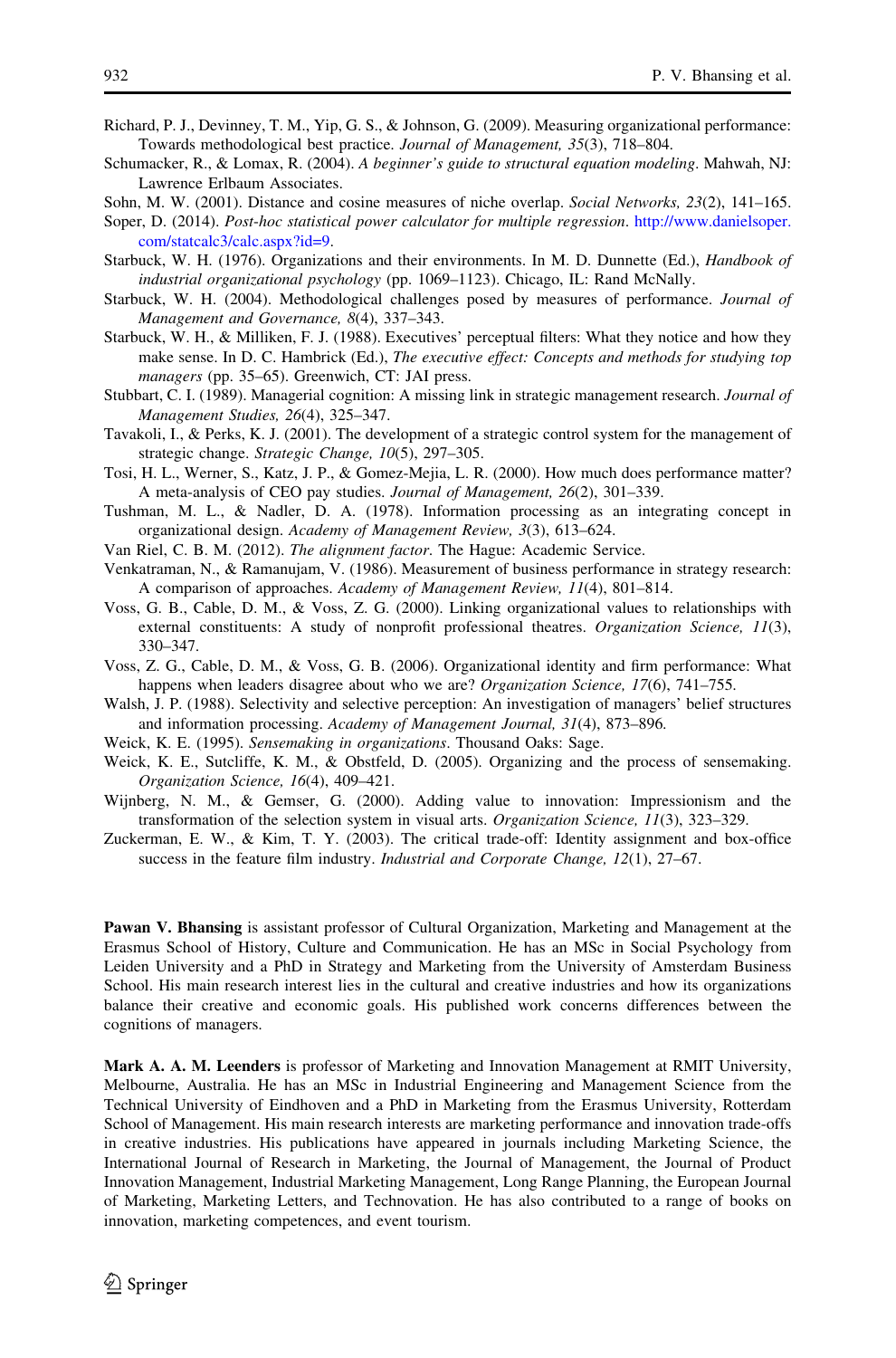Richard, P. J., Devinney, T. M., Yip, G. S., & Johnson, G. (2009). Measuring organizational performance: Towards methodological best practice. *Journal of Management, 35*(3), 718–804.

Schumacker, R., & Lomax, R. (2004). *A beginner's guide to structural equation modeling*. Mahwah, NJ: Lawrence Erlbaum Associates.

Sohn, M. W. (2001). Distance and cosine measures of niche overlap. *Social Networks, 23*(2), 141–165.

Soper, D. (2014). *Post-hoc statistical power calculator for multiple regression*. http://www.danielsoper.com/statcalc3/calc.aspx?id=9.

Starbuck, W. H. (1976). Organizations and their environments. In M. D. Dunnette (Ed.), *Handbook of industrial organizational psychology* (pp. 1069–1123). Chicago, IL: Rand McNally.

Starbuck, W. H. (2004). Methodological challenges posed by measures of performance. *Journal of Management and Governance, 8*(4), 337–343.

Starbuck, W. H., & Milliken, F. J. (1988). Executives' perceptual filters: What they notice and how they make sense. In D. C. Hambrick (Ed.), *The executive effect: Concepts and methods for studying top managers* (pp. 35–65). Greenwich, CT: JAI press.

Stubbart, C. I. (1989). Managerial cognition: A missing link in strategic management research. *Journal of Management Studies, 26*(4), 325–347.

Tavakoli, I., & Perks, K. J. (2001). The development of a strategic control system for the management of strategic change. *Strategic Change, 10*(5), 297–305.

Tosi, H. L., Werner, S., Katz, J. P., & Gomez-Mejia, L. R. (2000). How much does performance matter? A meta-analysis of CEO pay studies. *Journal of Management, 26*(2), 301–339.

Tushman, M. L., & Nadler, D. A. (1978). Information processing as an integrating concept in organizational design. *Academy of Management Review, 3*(3), 613–624.

Van Riel, C. B. M. (2012). *The alignment factor*. The Hague: Academic Service.

Venkatraman, N., & Ramanujam, V. (1986). Measurement of business performance in strategy research: A comparison of approaches. *Academy of Management Review, 11*(4), 801–814.

Voss, G. B., Cable, D. M., & Voss, Z. G. (2000). Linking organizational values to relationships with external constituents: A study of nonprofit professional theatres. *Organization Science, 11*(3), 330–347.

Voss, Z. G., Cable, D. M., & Voss, G. B. (2006). Organizational identity and firm performance: What happens when leaders disagree about who we are? *Organization Science, 17*(6), 741–755.

Walsh, J. P. (1988). Selectivity and selective perception: An investigation of managers' belief structures and information processing. *Academy of Management Journal, 31*(4), 873–896.

Weick, K. E. (1995). *Sensemaking in organizations*. Thousand Oaks: Sage.

Weick, K. E., Sutcliffe, K. M., & Obstfeld, D. (2005). Organizing and the process of sensemaking. *Organization Science, 16*(4), 409–421.

Wijnberg, N. M., & Gemser, G. (2000). Adding value to innovation: Impressionism and the transformation of the selection system in visual arts. *Organization Science, 11*(3), 323–329.

Zuckerman, E. W., & Kim, T. Y. (2003). The critical trade-off: Identity assignment and box-office success in the feature film industry. *Industrial and Corporate Change, 12*(1), 27–67.

**Pawan V. Bhansing** is assistant professor of Cultural Organization, Marketing and Management at the Erasmus School of History, Culture and Communication. He has an MSc in Social Psychology from Leiden University and a PhD in Strategy and Marketing from the University of Amsterdam Business School. His main research interest lies in the cultural and creative industries and how its organizations balance their creative and economic goals. His published work concerns differences between the cognitions of managers.

**Mark A. A. M. Leenders** is professor of Marketing and Innovation Management at RMIT University, Melbourne, Australia. He has an MSc in Industrial Engineering and Management Science from the Technical University of Eindhoven and a PhD in Marketing from the Erasmus University, Rotterdam School of Management. His main research interests are marketing performance and innovation trade-offs in creative industries. His publications have appeared in journals including Marketing Science, the International Journal of Research in Marketing, the Journal of Management, the Journal of Product Innovation Management, Industrial Marketing Management, Long Range Planning, the European Journal of Marketing, Marketing Letters, and Technovation. He has also contributed to a range of books on innovation, marketing competences, and event tourism.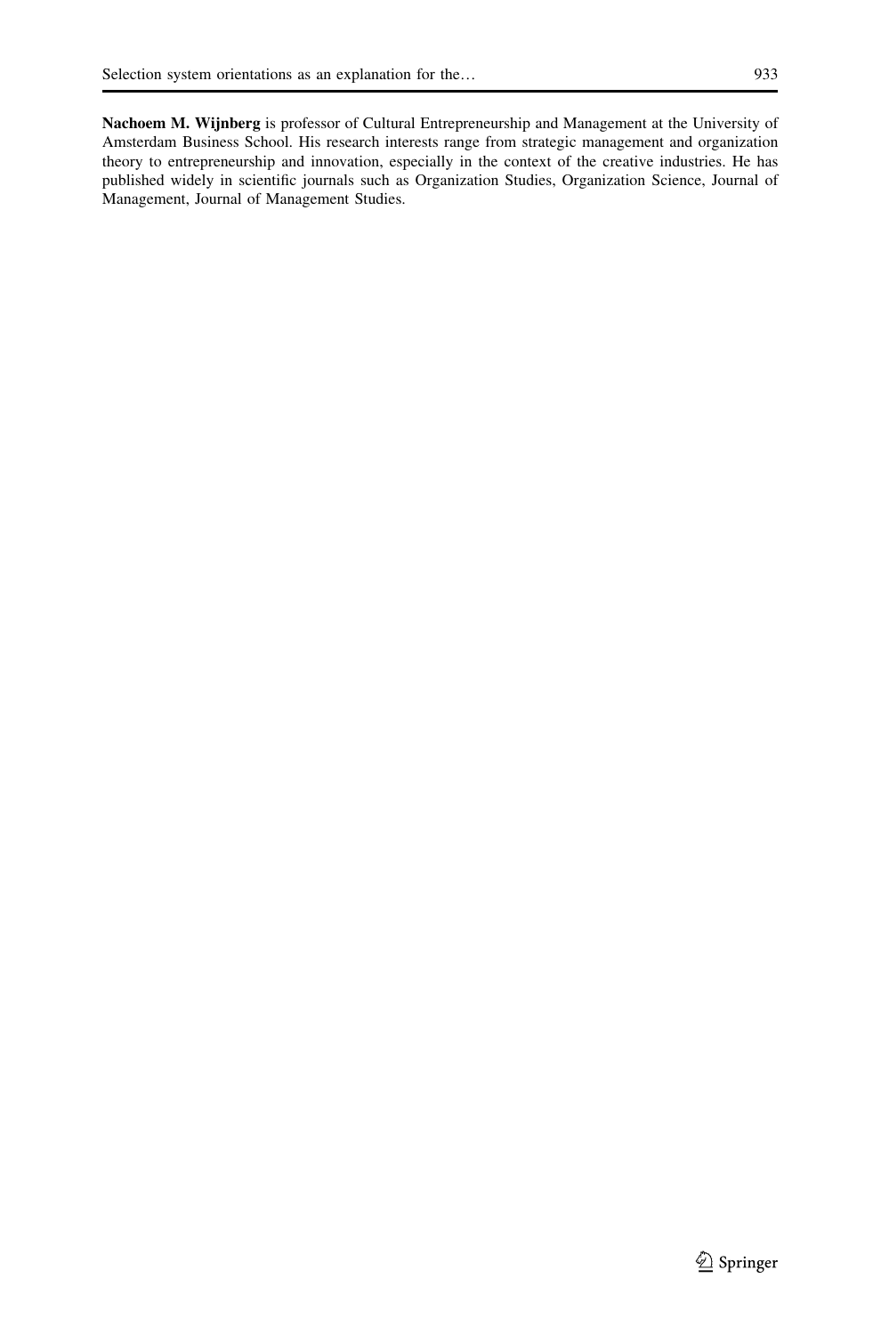**Nachoem M. Wijnberg** is professor of Cultural Entrepreneurship and Management at the University of Amsterdam Business School. His research interests range from strategic management and organization theory to entrepreneurship and innovation, especially in the context of the creative industries. He has published widely in scientific journals such as Organization Studies, Organization Science, Journal of Management, Journal of Management Studies.